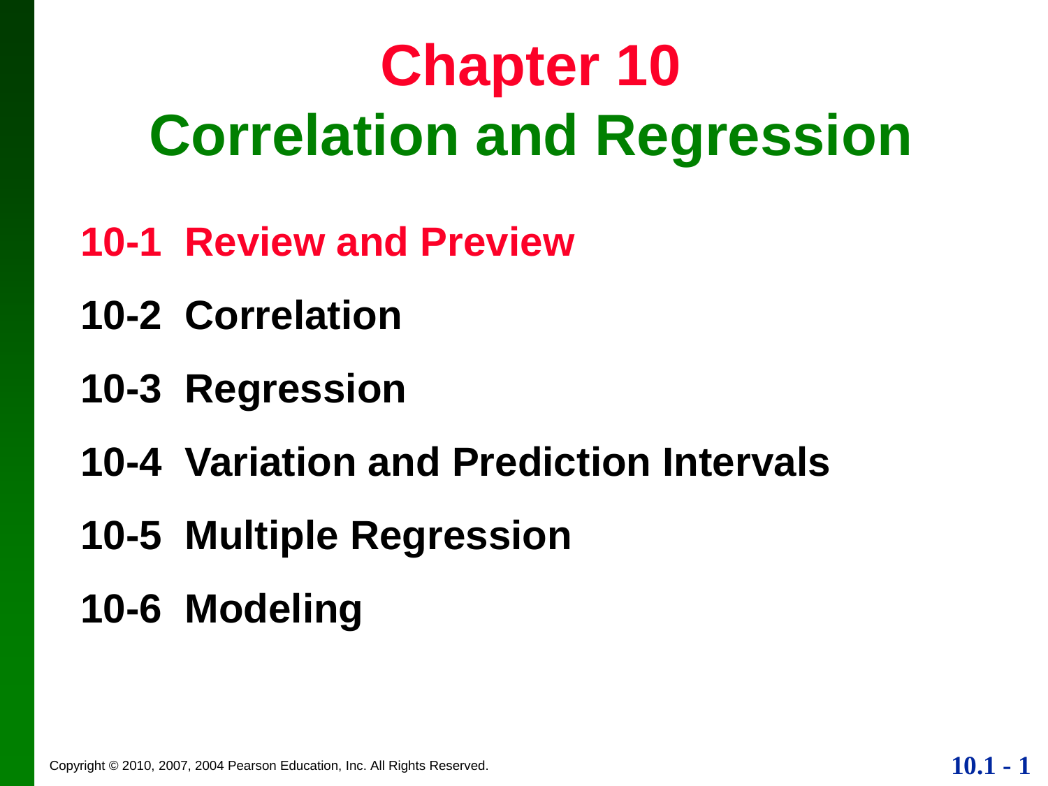# Chapter 10
# Correlation and Regression

- 10-1 Review and Preview
- 10-2 Correlation
- 10-3 Regression
- 10-4 Variation and Prediction Intervals
- 10-5 Multiple Regression
- 10-6 Modeling

Copyright © 2010, 2007, 2004 Pearson Education, Inc. All Rights Reserved.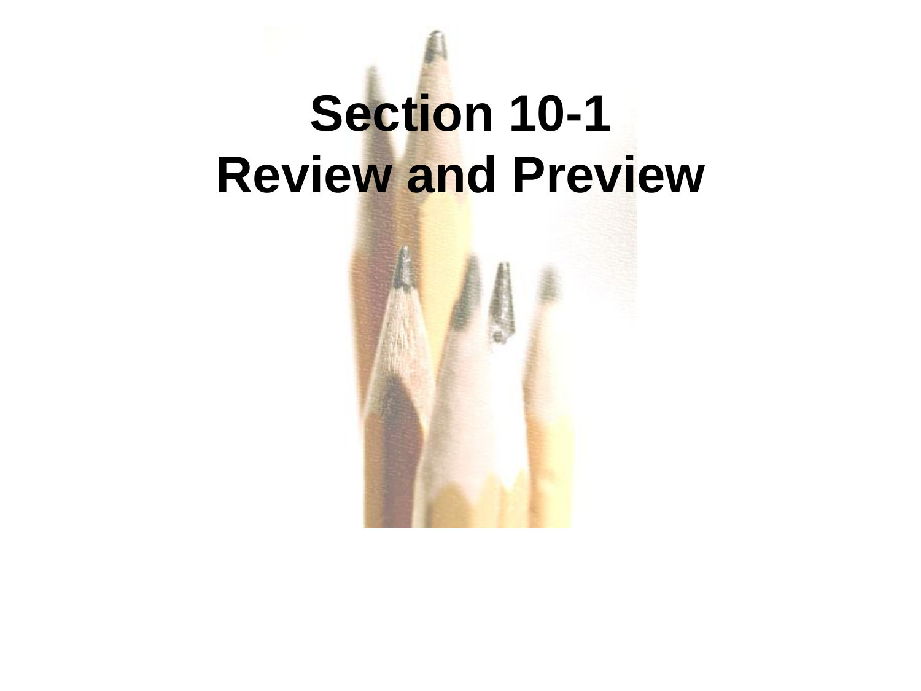# Section 10-1
# Review and Preview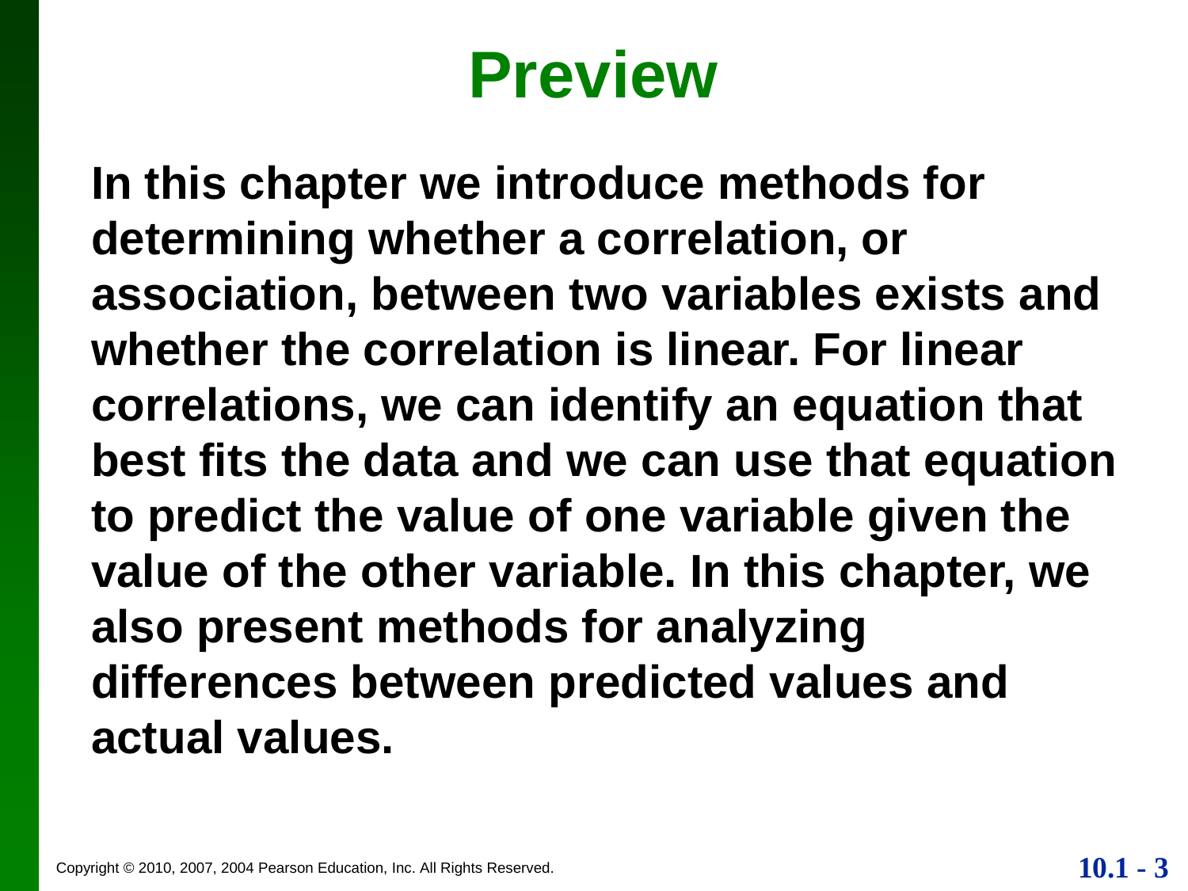# Preview

**In this chapter we introduce methods for determining whether a correlation, or association, between two variables exists and whether the correlation is linear. For linear correlations, we can identify an equation that best fits the data and we can use that equation to predict the value of one variable given the value of the other variable. In this chapter, we also present methods for analyzing differences between predicted values and actual values.**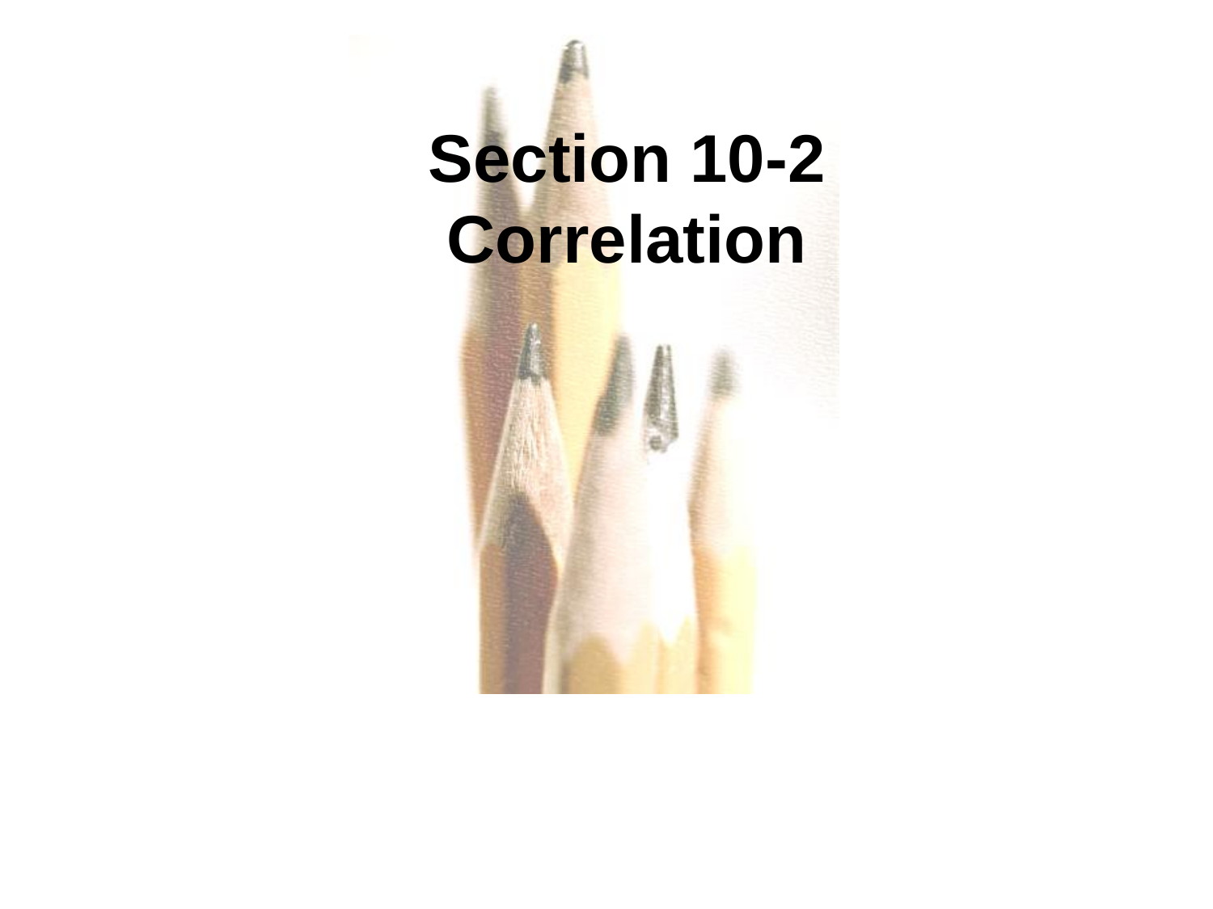# Section 10-2
# Correlation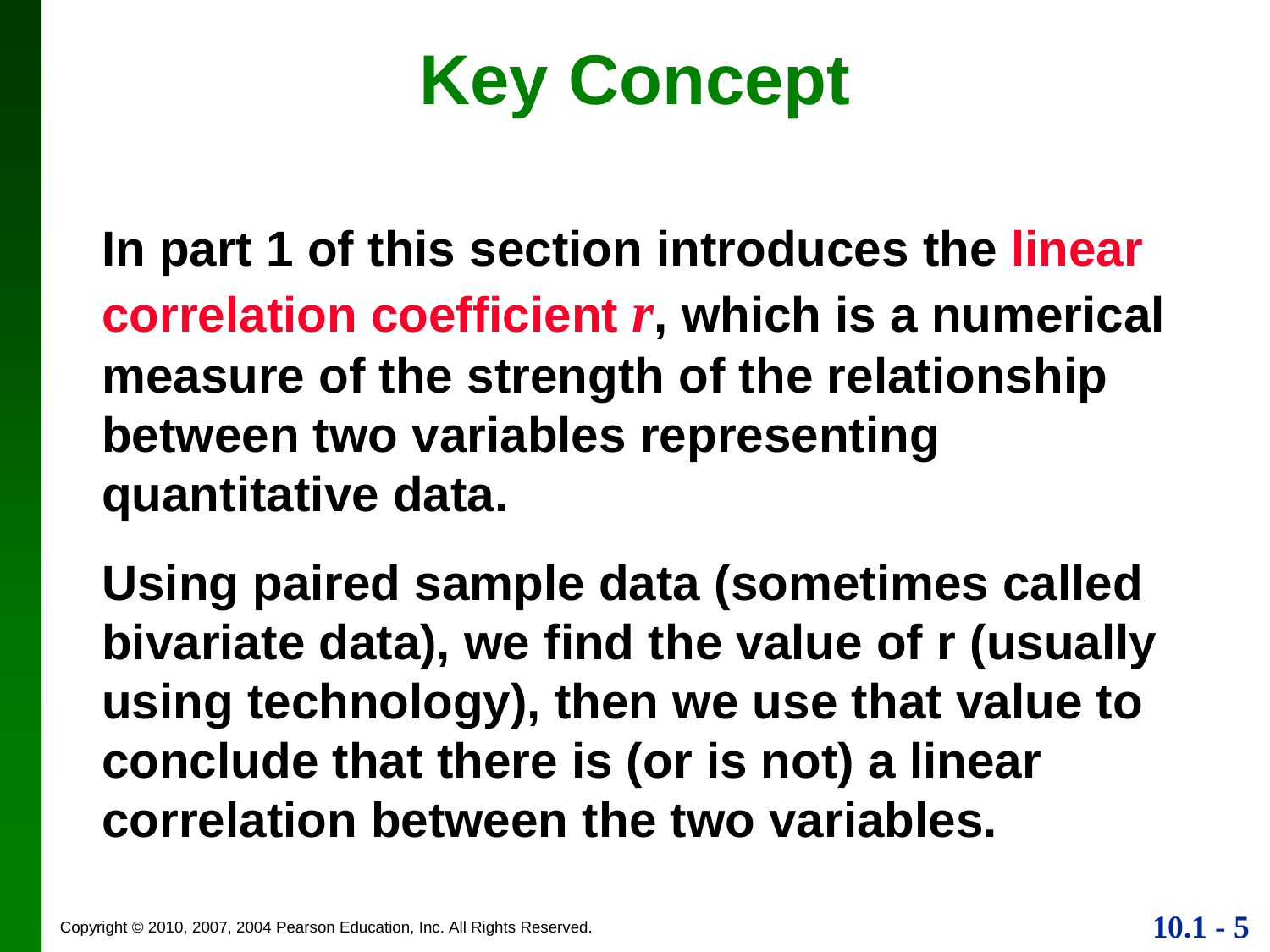# Key Concept

**In part 1 of this section introduces the linear correlation coefficient $r$, which is a numerical measure of the strength of the relationship between two variables representing quantitative data.**

**Using paired sample data (sometimes called bivariate data), we find the value of r (usually using technology), then we use that value to conclude that there is (or is not) a linear correlation between the two variables.**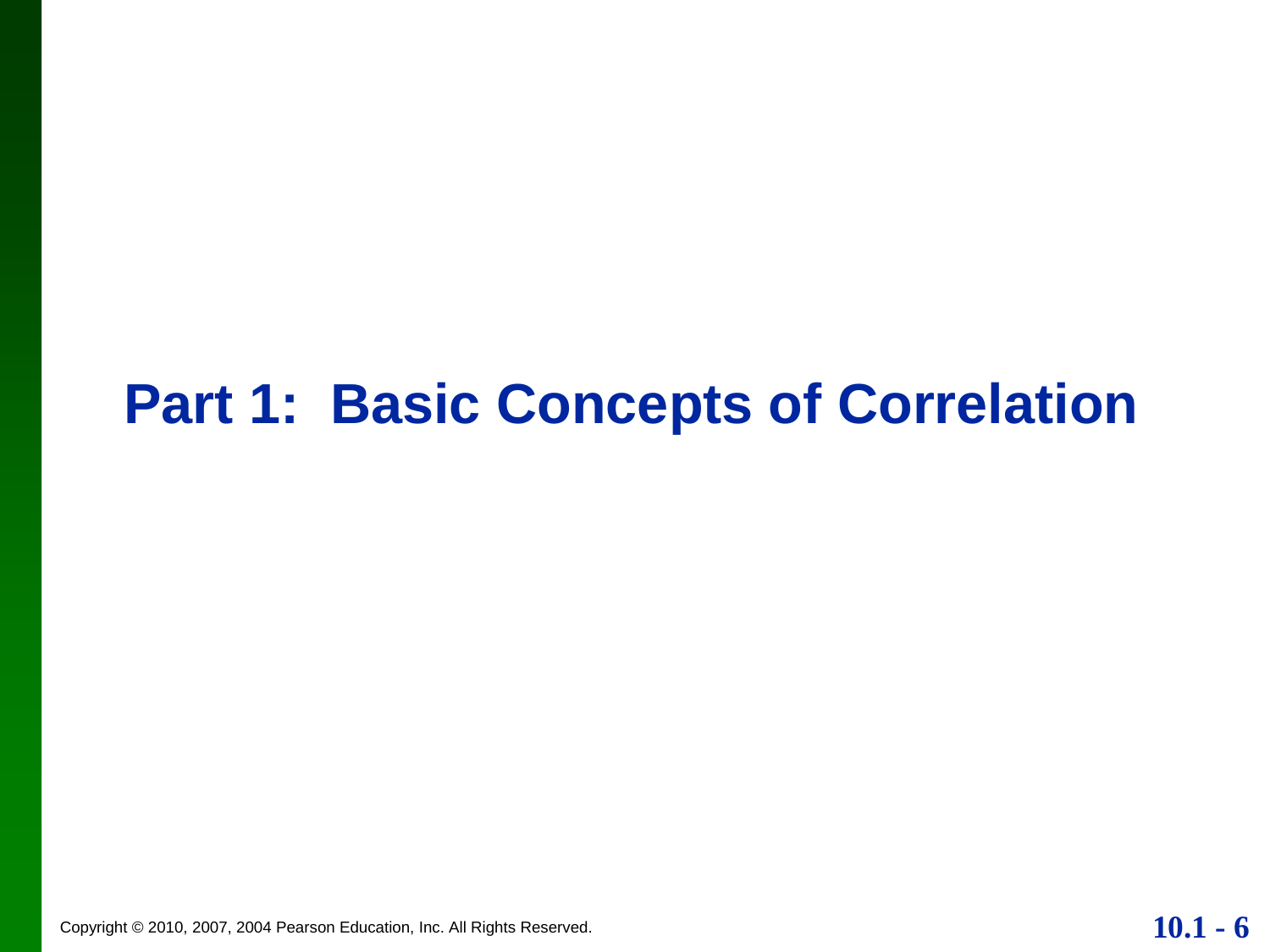# Part 1: Basic Concepts of Correlation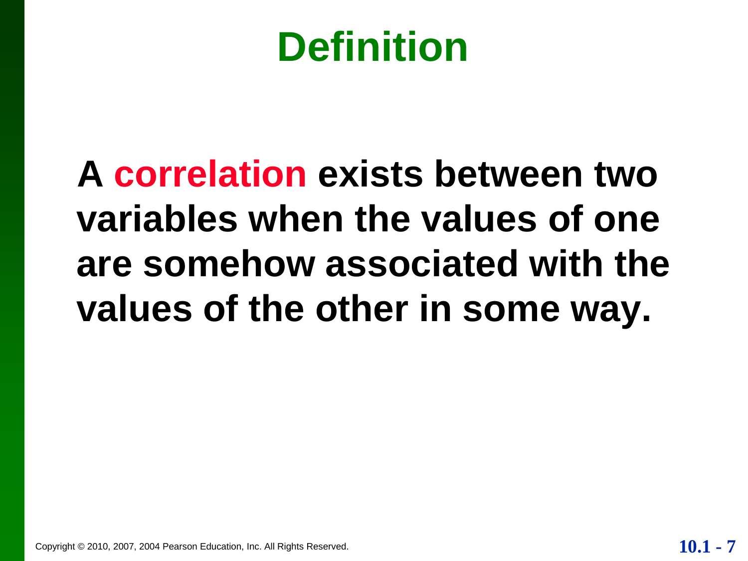# Definition

**A correlation exists between two variables when the values of one are somehow associated with the values of the other in some way.**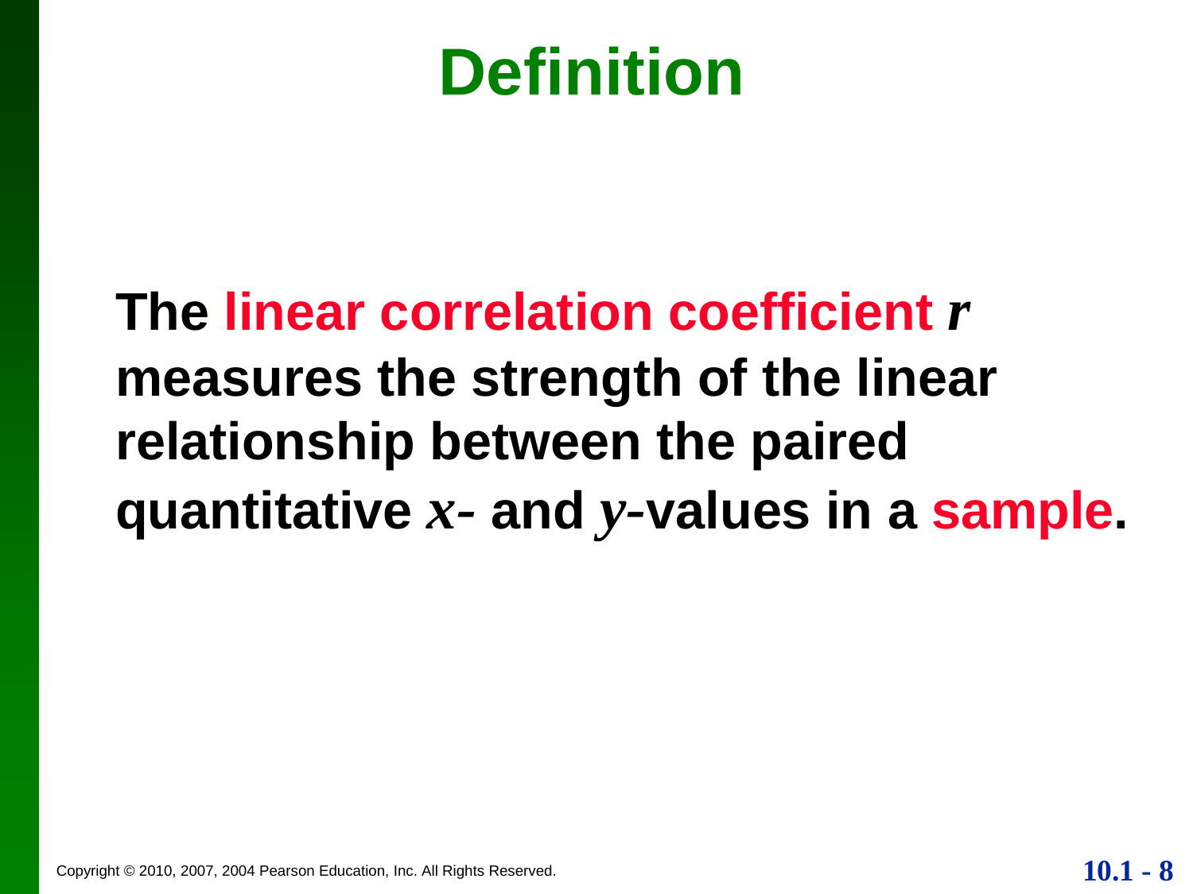# Definition

**The linear correlation coefficient $r$ measures the strength of the linear relationship between the paired quantitative $x$- and $y$-values in a sample.**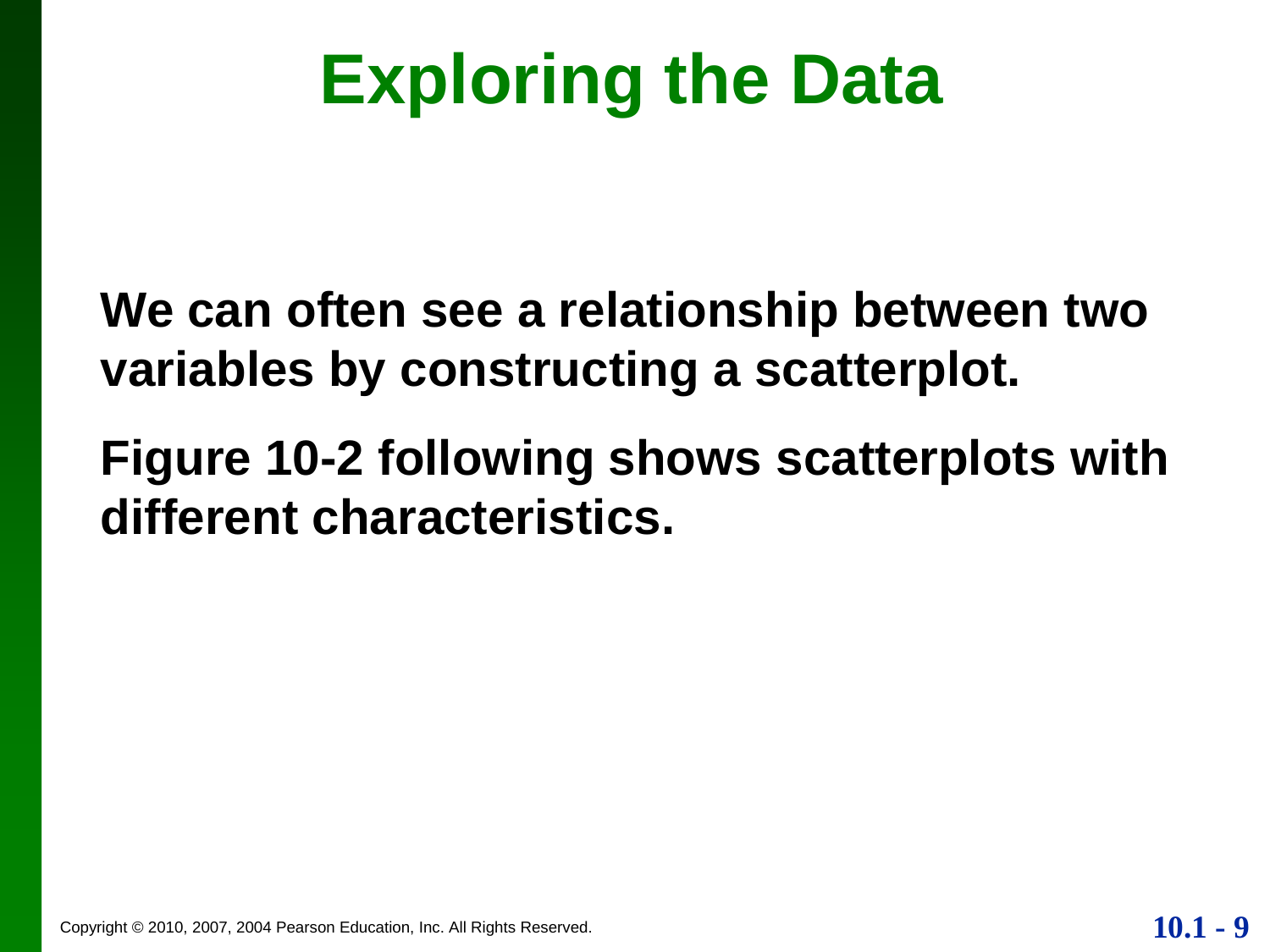# Exploring the Data

**We can often see a relationship between two variables by constructing a scatterplot.**

**Figure 10-2 following shows scatterplots with different characteristics.**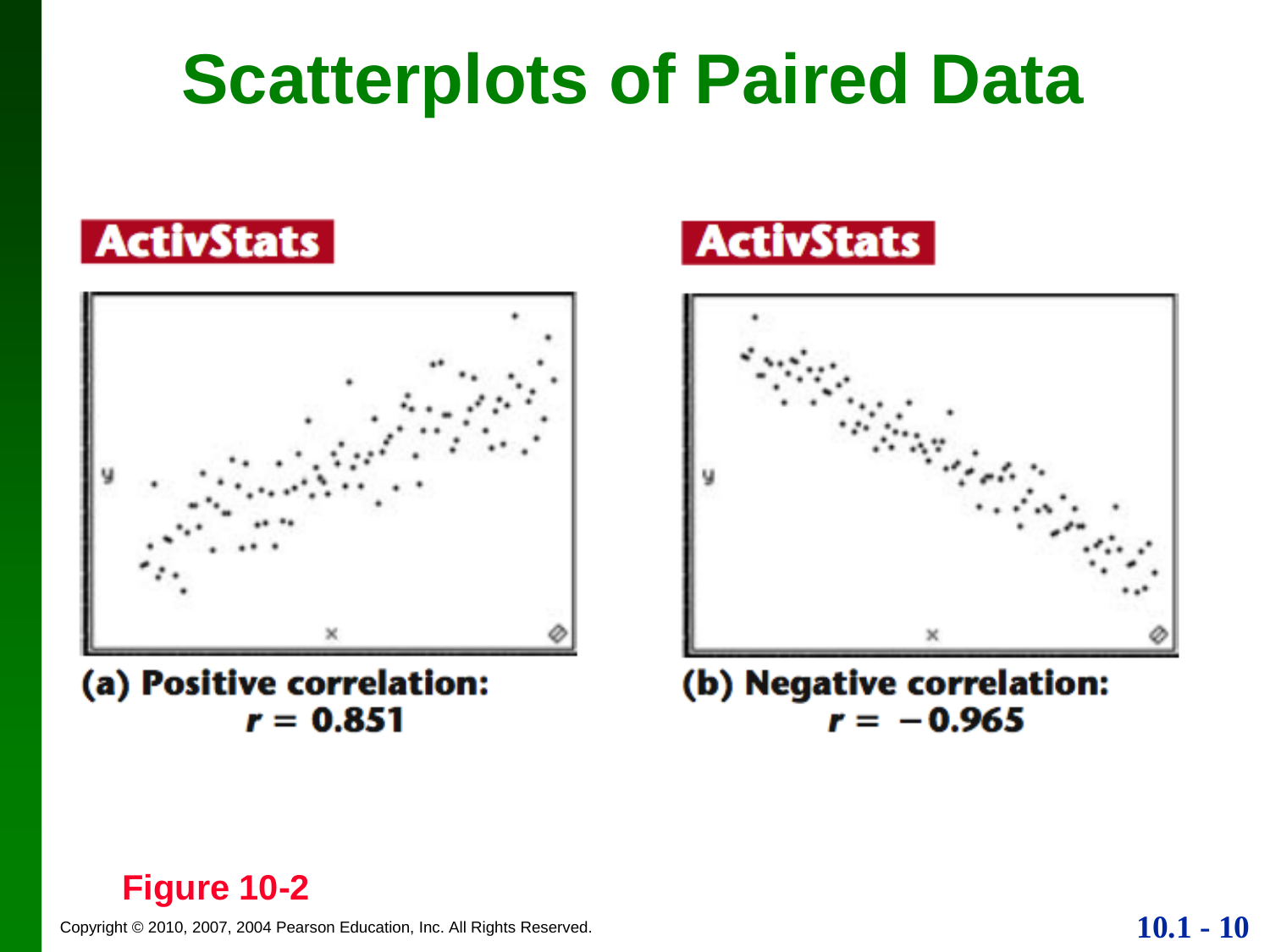# Scatterplots of Paired Data

ActivStats

(a) Positive correlation: $r = 0.851$

ActivStats

(b) Negative correlation: $r = -0.965$

**Figure 10-2**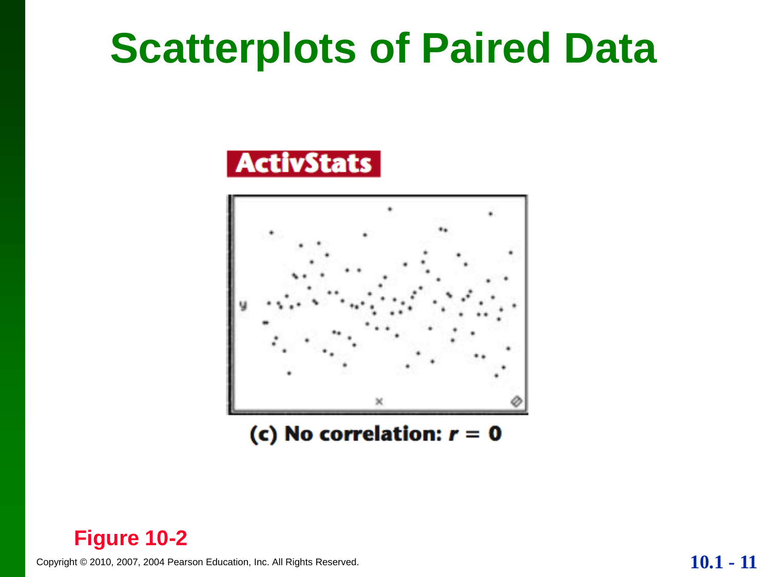# Scatterplots of Paired Data

ActivStats

(c) No correlation: $r = 0$

Figure 10-2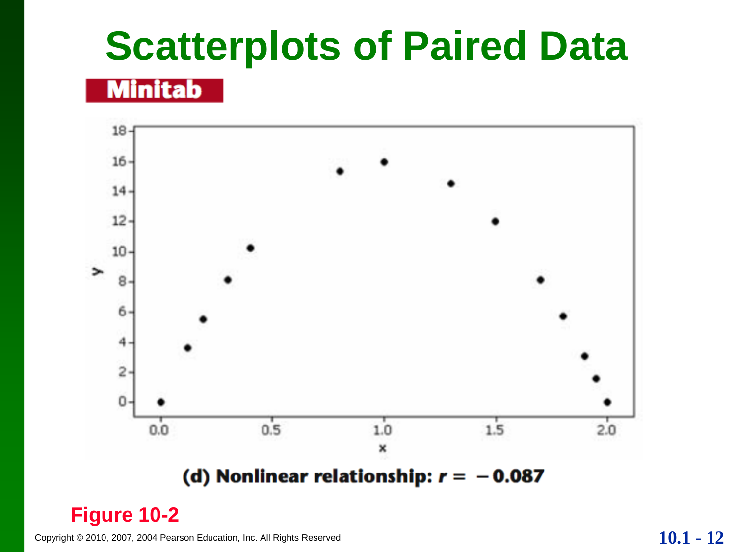# Scatterplots of Paired Data

**Minitab**

(d) Nonlinear relationship: $r = -0.087$

**Figure 10-2**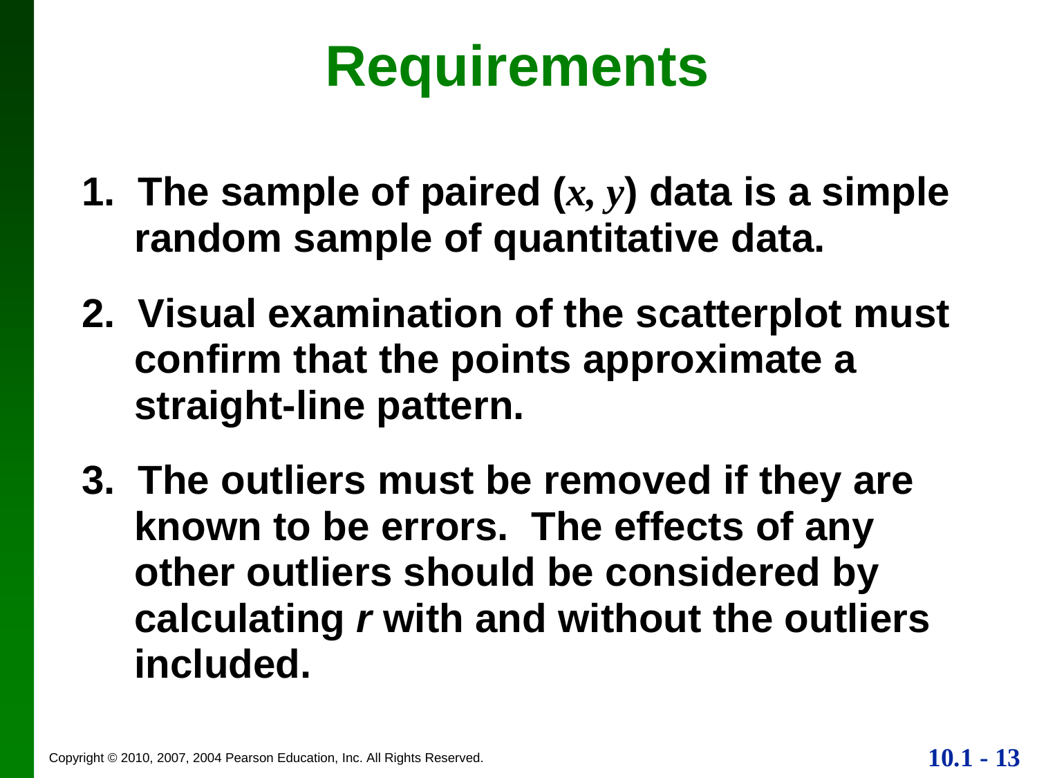# Requirements

1. **The sample of paired ($x$, $y$) data is a simple random sample of quantitative data.**

2. **Visual examination of the scatterplot must confirm that the points approximate a straight-line pattern.**

3. **The outliers must be removed if they are known to be errors. The effects of any other outliers should be considered by calculating $r$ with and without the outliers included.**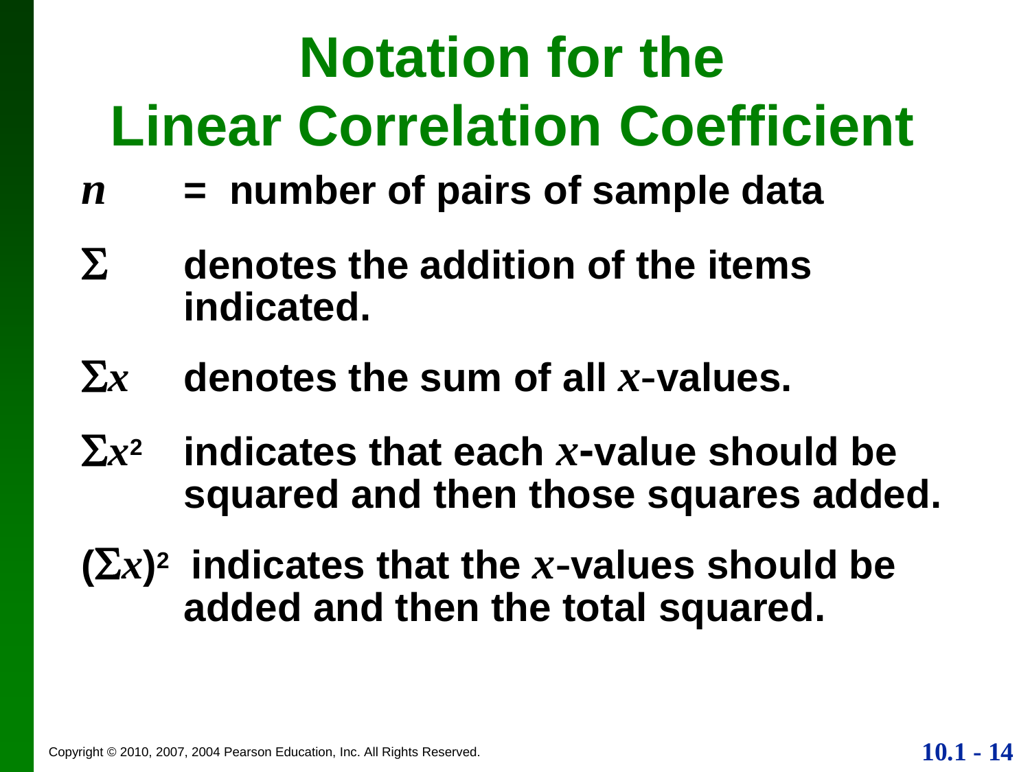# Notation for the Linear Correlation Coefficient

$n$ = number of pairs of sample data

$\Sigma$ denotes the addition of the items indicated.

$\Sigma x$ denotes the sum of all $x$-values.

$\Sigma x^2$ indicates that each $x$-value should be squared and then those squares added.

$(\Sigma x)^2$ indicates that the $x$-values should be added and then the total squared.

Copyright © 2010, 2007, 2004 Pearson Education, Inc. All Rights Reserved.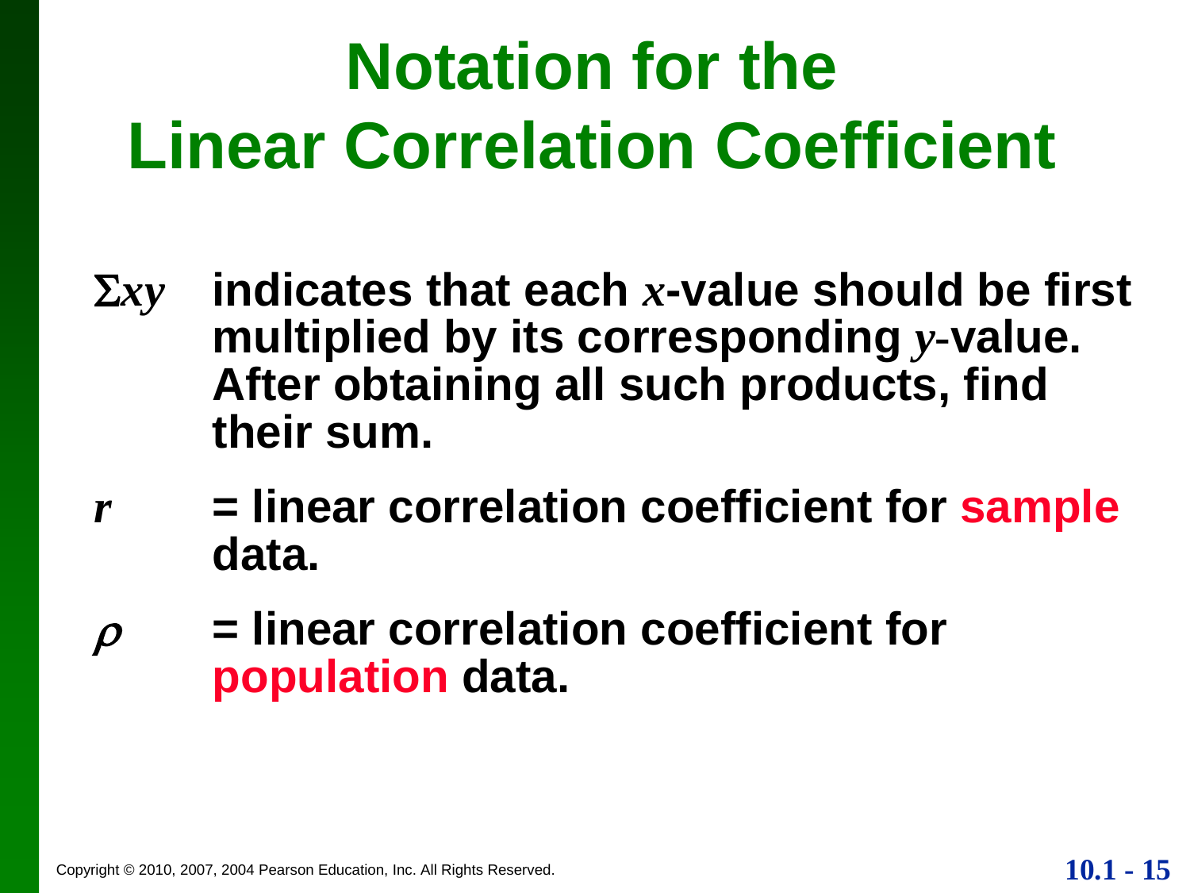# Notation for the Linear Correlation Coefficient

$\Sigma xy$ **indicates that each $x$-value should be first multiplied by its corresponding $y$-value. After obtaining all such products, find their sum.**

$r$ **= linear correlation coefficient for sample data.**

$\rho$ **= linear correlation coefficient for population data.**

Copyright © 2010, 2007, 2004 Pearson Education, Inc. All Rights Reserved.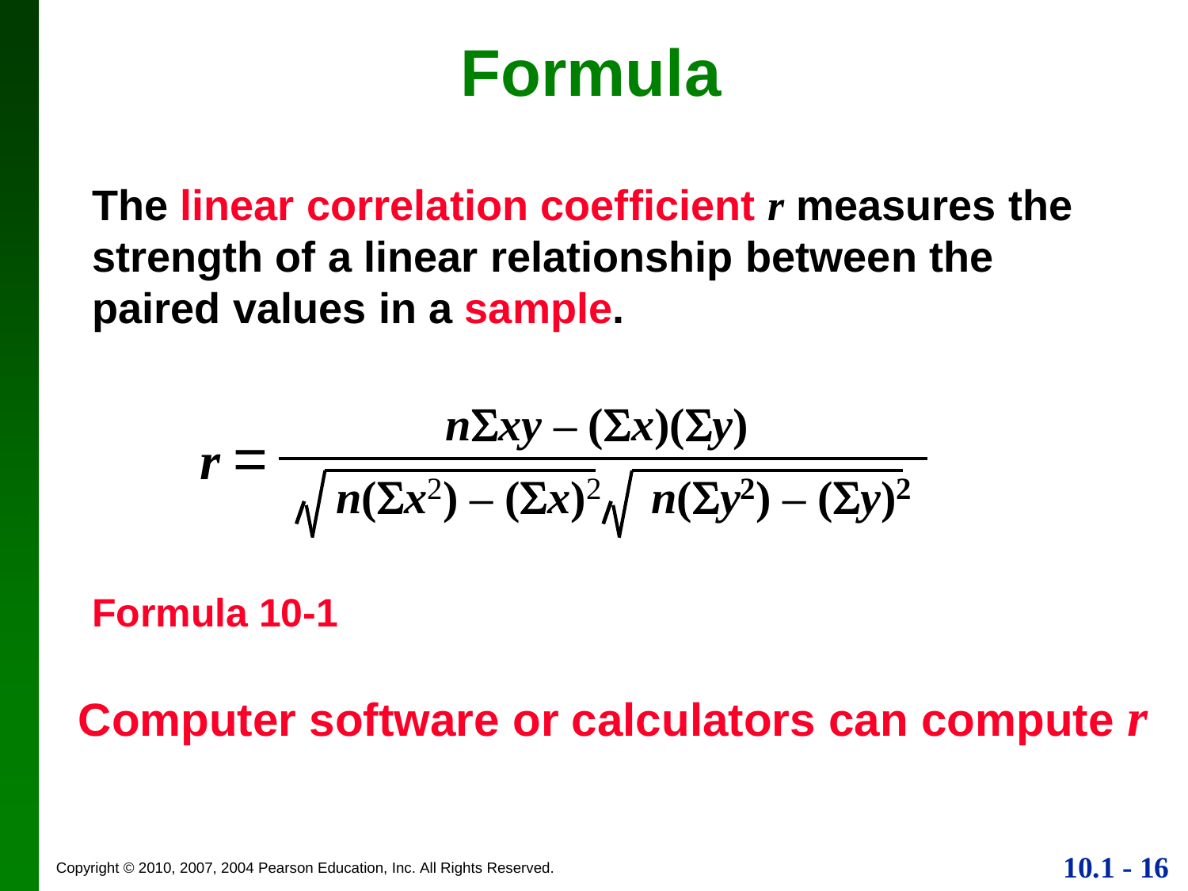# Formula

**The linear correlation coefficient $r$ measures the strength of a linear relationship between the paired values in a sample.**

$$r = \frac{n\Sigma xy - (\Sigma x)(\Sigma y)}{\sqrt{n(\Sigma x^2) - (\Sigma x)^2}\sqrt{n(\Sigma y^2) - (\Sigma y)^2}}$$

**Formula 10-1**

**Computer software or calculators can compute $r$**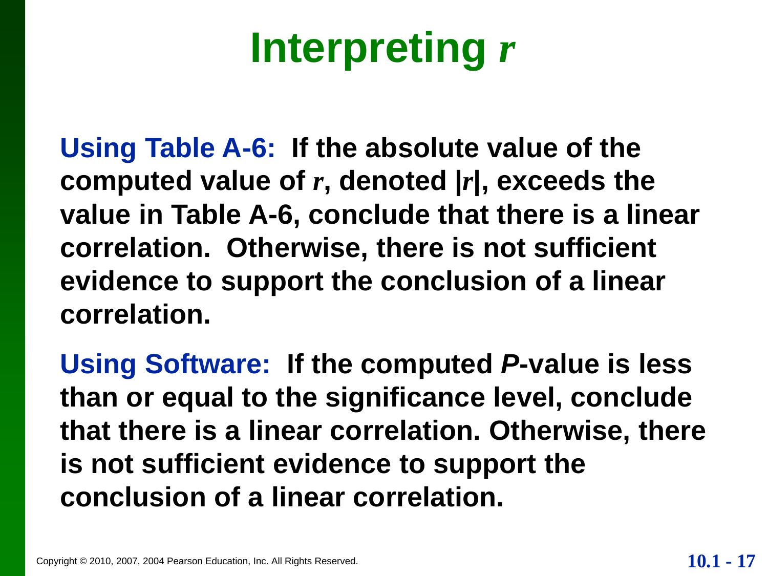# Interpreting $r$

**Using Table A-6:** **If the absolute value of the computed value of $r$, denoted $|r|$, exceeds the value in Table A-6, conclude that there is a linear correlation. Otherwise, there is not sufficient evidence to support the conclusion of a linear correlation.**

**Using Software:** **If the computed *P*-value is less than or equal to the significance level, conclude that there is a linear correlation. Otherwise, there is not sufficient evidence to support the conclusion of a linear correlation.**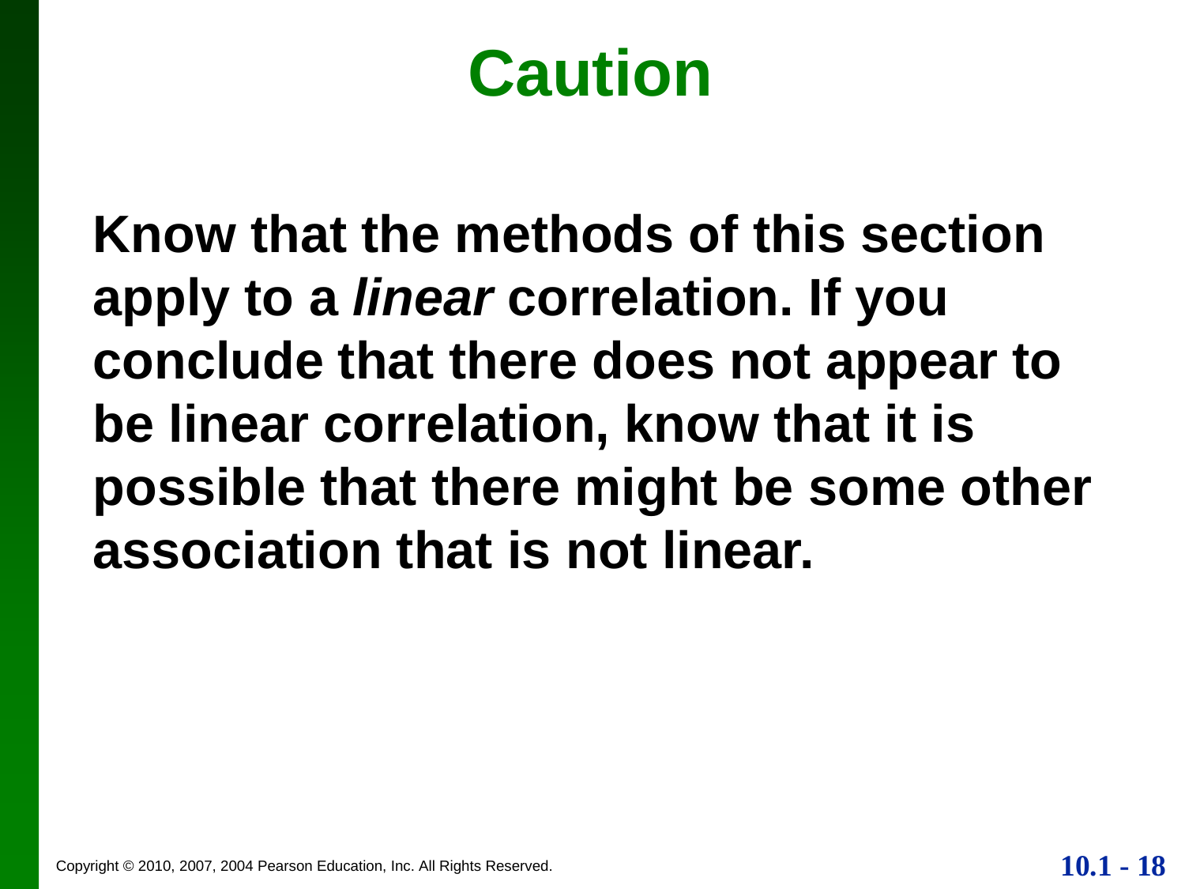# Caution

**Know that the methods of this section apply to a *linear* correlation. If you conclude that there does not appear to be linear correlation, know that it is possible that there might be some other association that is not linear.**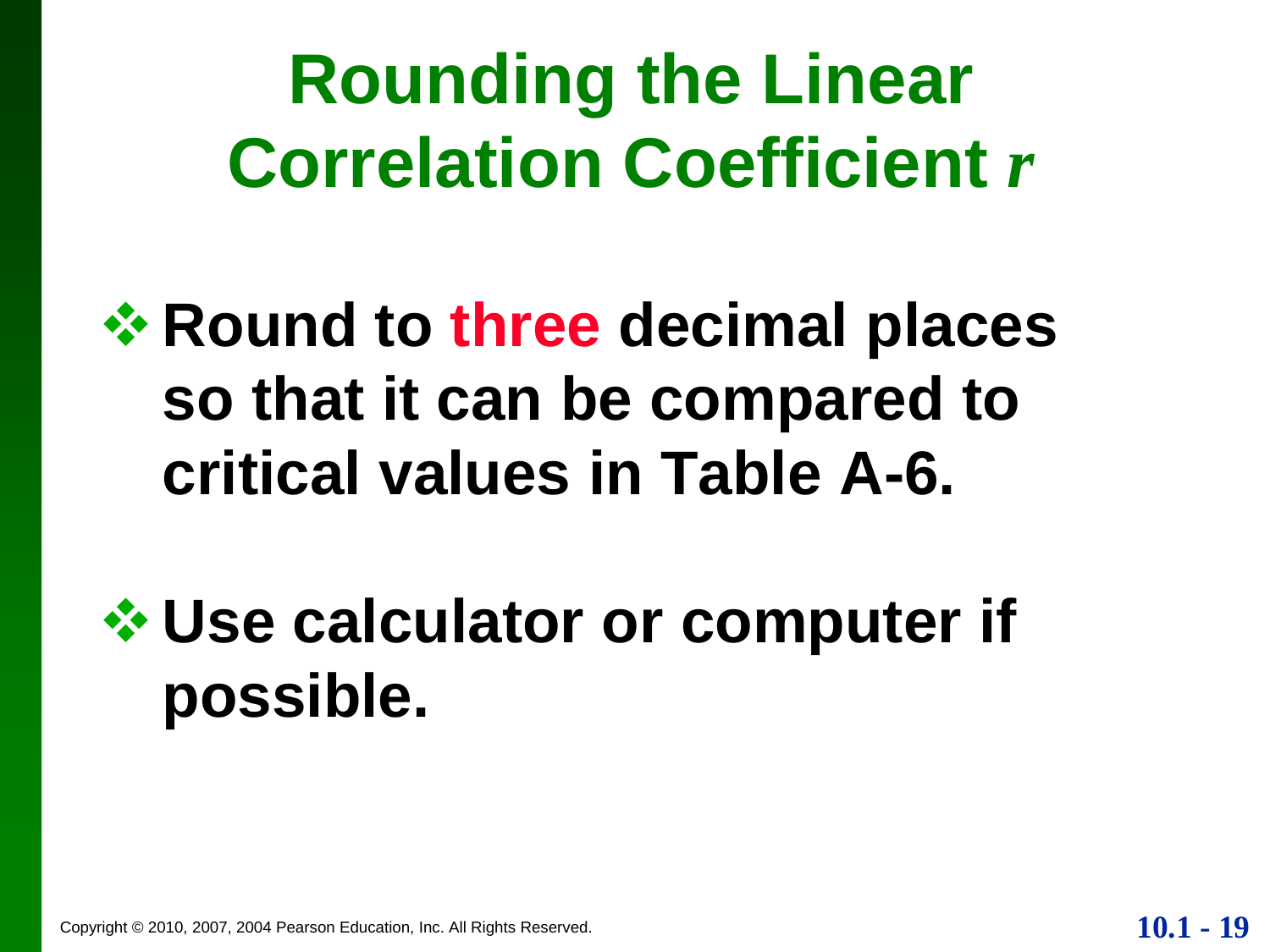# Rounding the Linear Correlation Coefficient $r$

- **Round to three decimal places so that it can be compared to critical values in Table A-6.**
- **Use calculator or computer if possible.**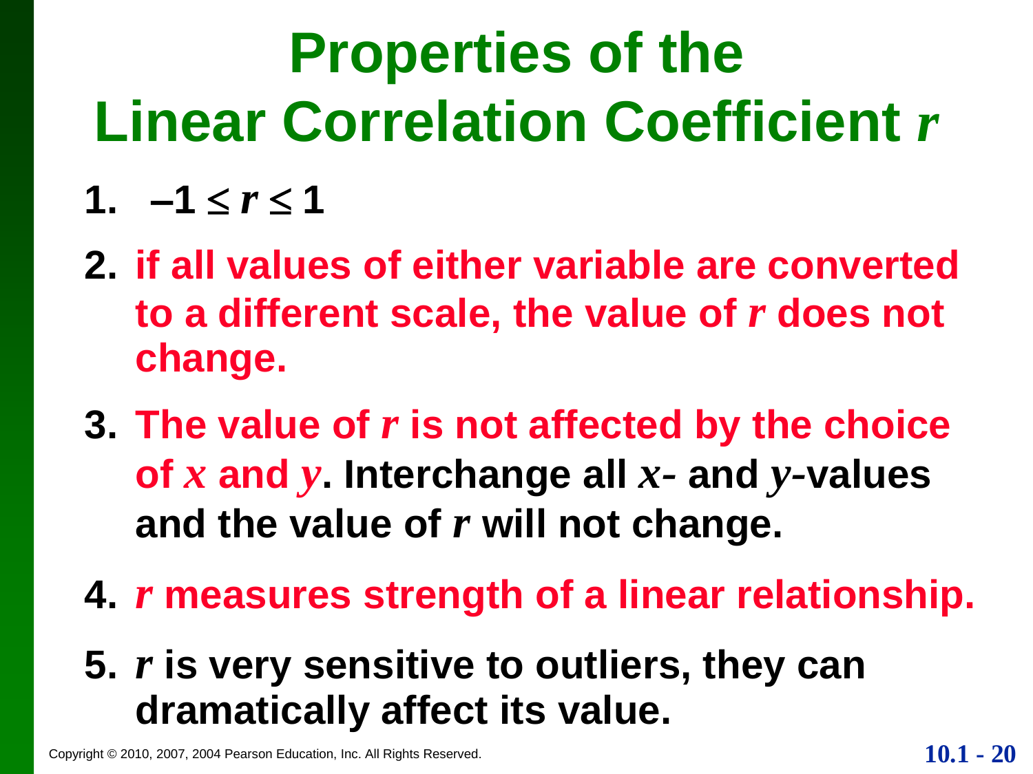# Properties of the Linear Correlation Coefficient $r$

1. $-1 \leq r \leq 1$
2. if all values of either variable are converted to a different scale, the value of $r$ does not change.
3. The value of $r$ is not affected by the choice of $x$ and $y$. Interchange all $x$- and $y$-values and the value of $r$ will not change.
4. $r$ measures strength of a linear relationship.
5. $r$ is very sensitive to outliers, they can dramatically affect its value.

Copyright © 2010, 2007, 2004 Pearson Education, Inc. All Rights Reserved.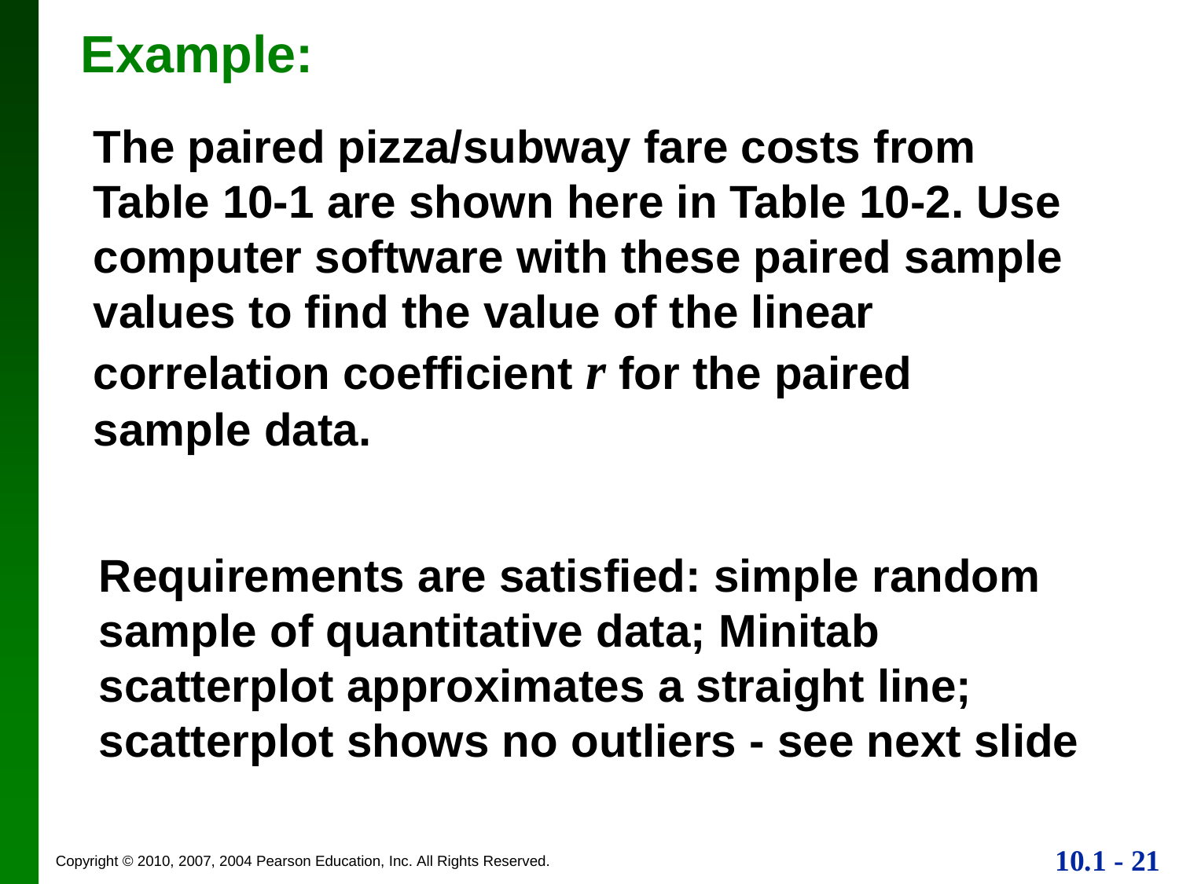# Example:

The paired pizza/subway fare costs from Table 10-1 are shown here in Table 10-2. Use computer software with these paired sample values to find the value of the linear correlation coefficient $r$ for the paired sample data.

Requirements are satisfied: simple random sample of quantitative data; Minitab scatterplot approximates a straight line; scatterplot shows no outliers - see next slide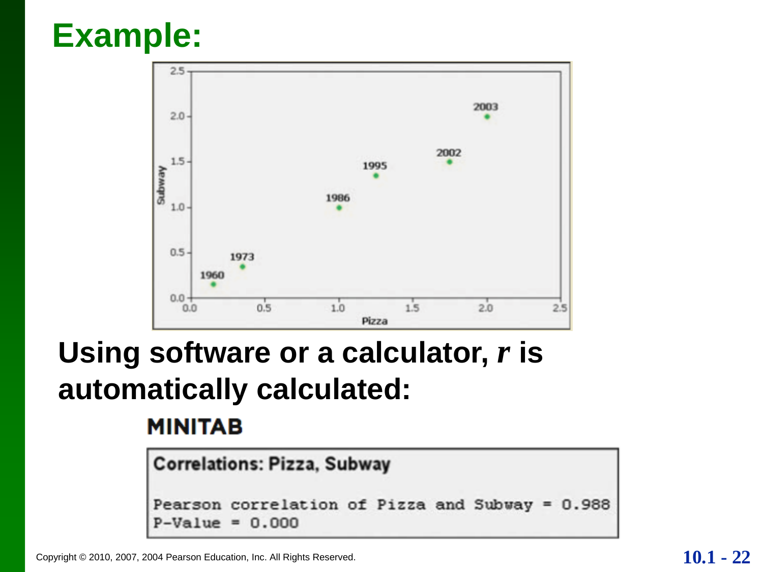# Example:

**Using software or a calculator, *r* is automatically calculated:**

**MINITAB**

```
Correlations: Pizza, Subway

Pearson correlation of Pizza and Subway = 0.988
P-Value = 0.000
```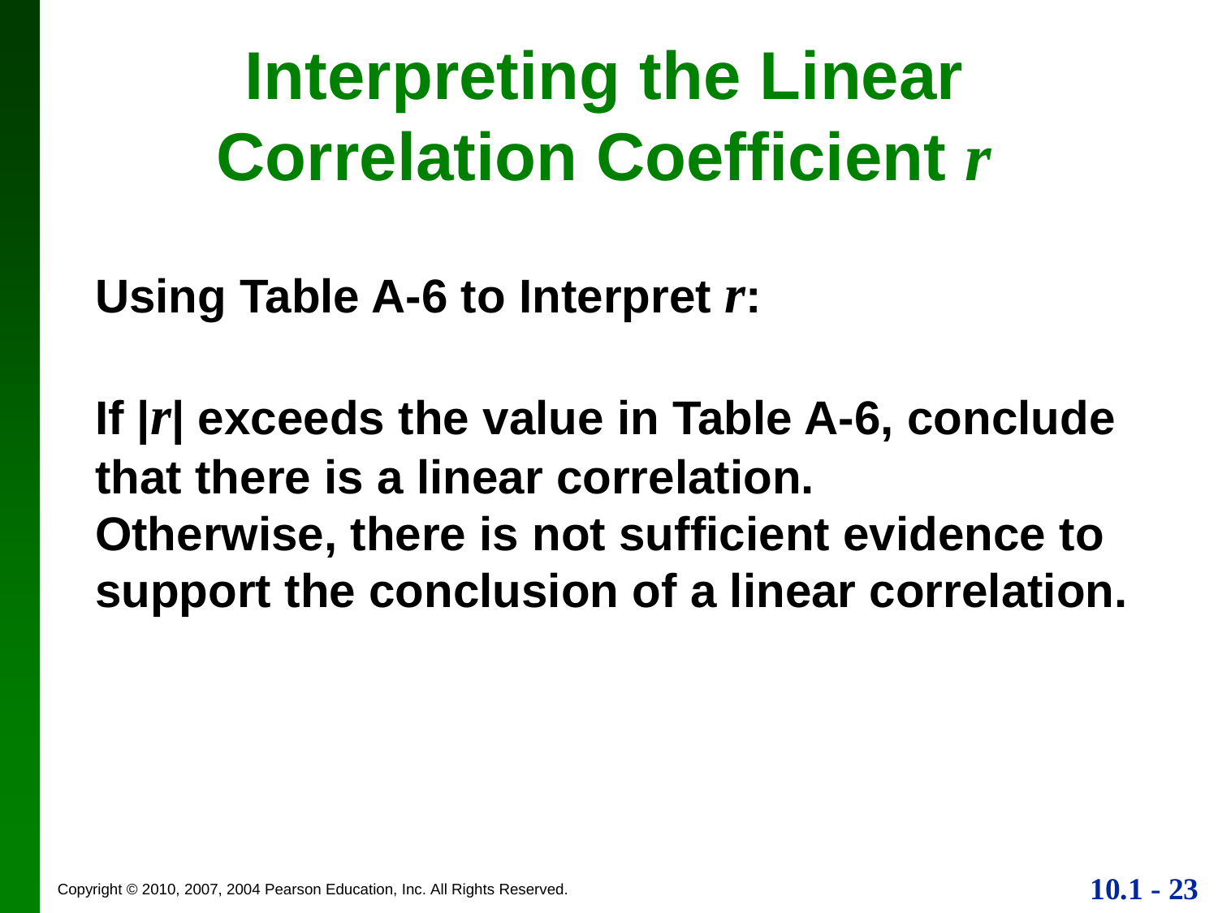# Interpreting the Linear Correlation Coefficient $r$

**Using Table A-6 to Interpret $r$:**

**If $|r|$ exceeds the value in Table A-6, conclude that there is a linear correlation. Otherwise, there is not sufficient evidence to support the conclusion of a linear correlation.**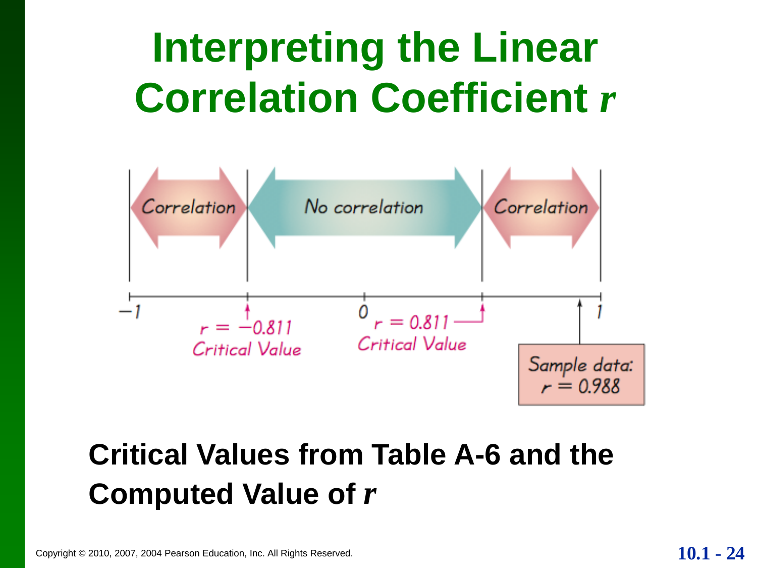# Interpreting the Linear Correlation Coefficient *r*

| Correlation | No correlation | Correlation |
|---|---|---|

$-1$ ... $r = -0.811$ Critical Value ... $0$ ... $r = 0.811$ Critical Value ... $1$

Sample data: $r = 0.988$

**Critical Values from Table A-6 and the Computed Value of *r***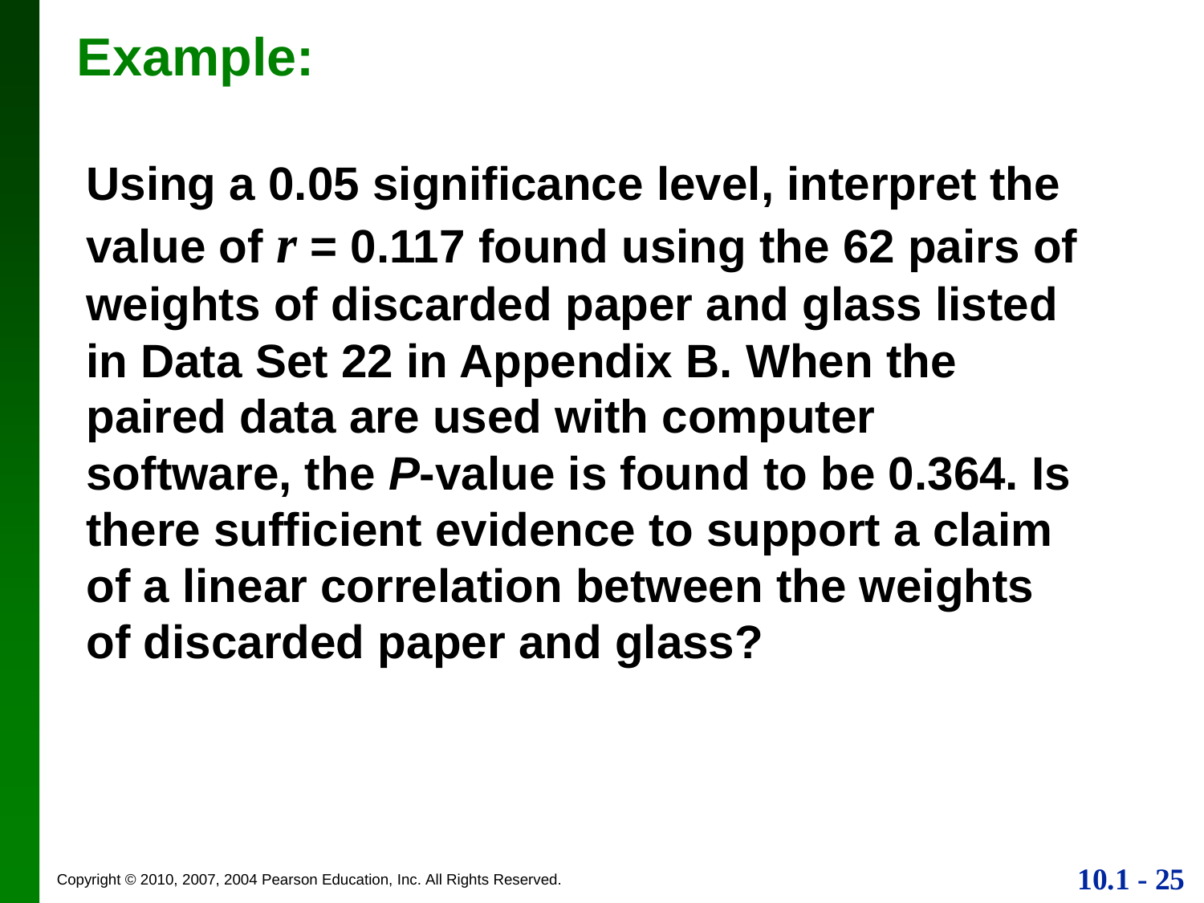# Example:

**Using a 0.05 significance level, interpret the value of $r$ = 0.117 found using the 62 pairs of weights of discarded paper and glass listed in Data Set 22 in Appendix B. When the paired data are used with computer software, the $P$-value is found to be 0.364. Is there sufficient evidence to support a claim of a linear correlation between the weights of discarded paper and glass?**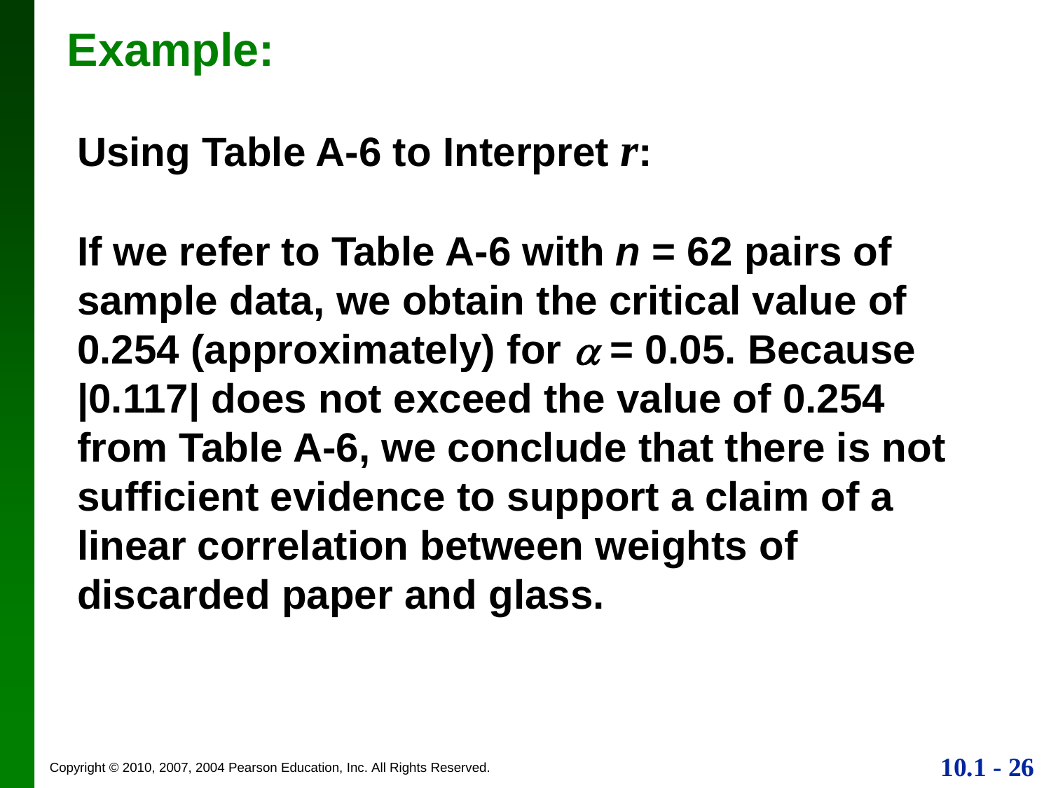# Example:

**Using Table A-6 to Interpret $r$:**

**If we refer to Table A-6 with $n$ = 62 pairs of sample data, we obtain the critical value of 0.254 (approximately) for $\alpha = 0.05$. Because |0.117| does not exceed the value of 0.254 from Table A-6, we conclude that there is not sufficient evidence to support a claim of a linear correlation between weights of discarded paper and glass.**

Copyright © 2010, 2007, 2004 Pearson Education, Inc. All Rights Reserved.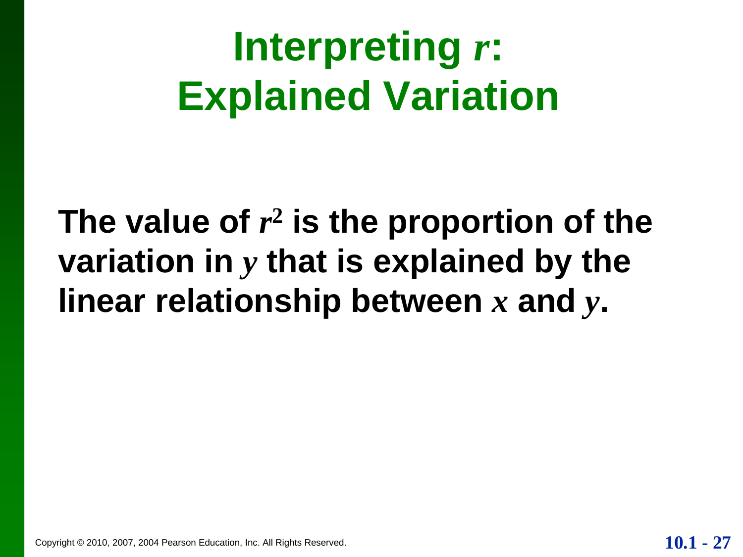# Interpreting $r$: Explained Variation

**The value of $r^2$ is the proportion of the variation in $y$ that is explained by the linear relationship between $x$ and $y$.**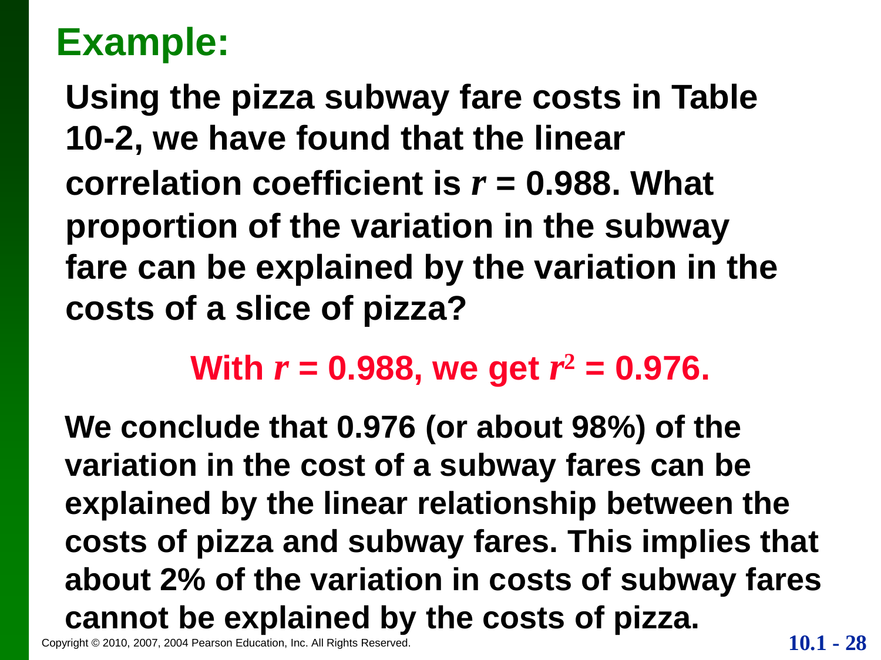## Example:

**Using the pizza subway fare costs in Table 10-2, we have found that the linear correlation coefficient is $r = 0.988$. What proportion of the variation in the subway fare can be explained by the variation in the costs of a slice of pizza?**

**With $r = 0.988$, we get $r^2 = 0.976$.**

**We conclude that 0.976 (or about 98%) of the variation in the cost of a subway fares can be explained by the linear relationship between the costs of pizza and subway fares. This implies that about 2% of the variation in costs of subway fares cannot be explained by the costs of pizza.**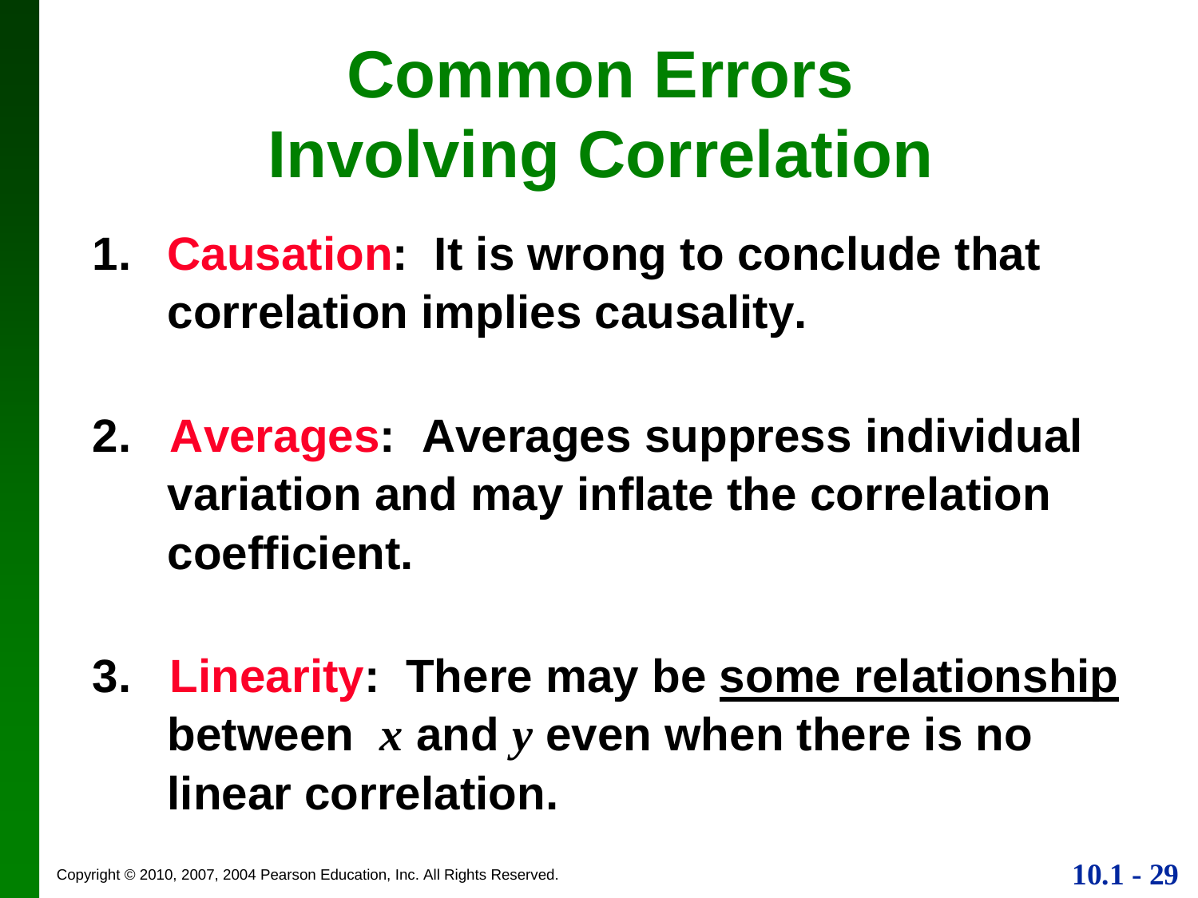# Common Errors Involving Correlation

1. **Causation: It is wrong to conclude that correlation implies causality.**

2. **Averages: Averages suppress individual variation and may inflate the correlation coefficient.**

3. **Linearity: There may be <u>some relationship</u> between $x$ and $y$ even when there is no linear correlation.**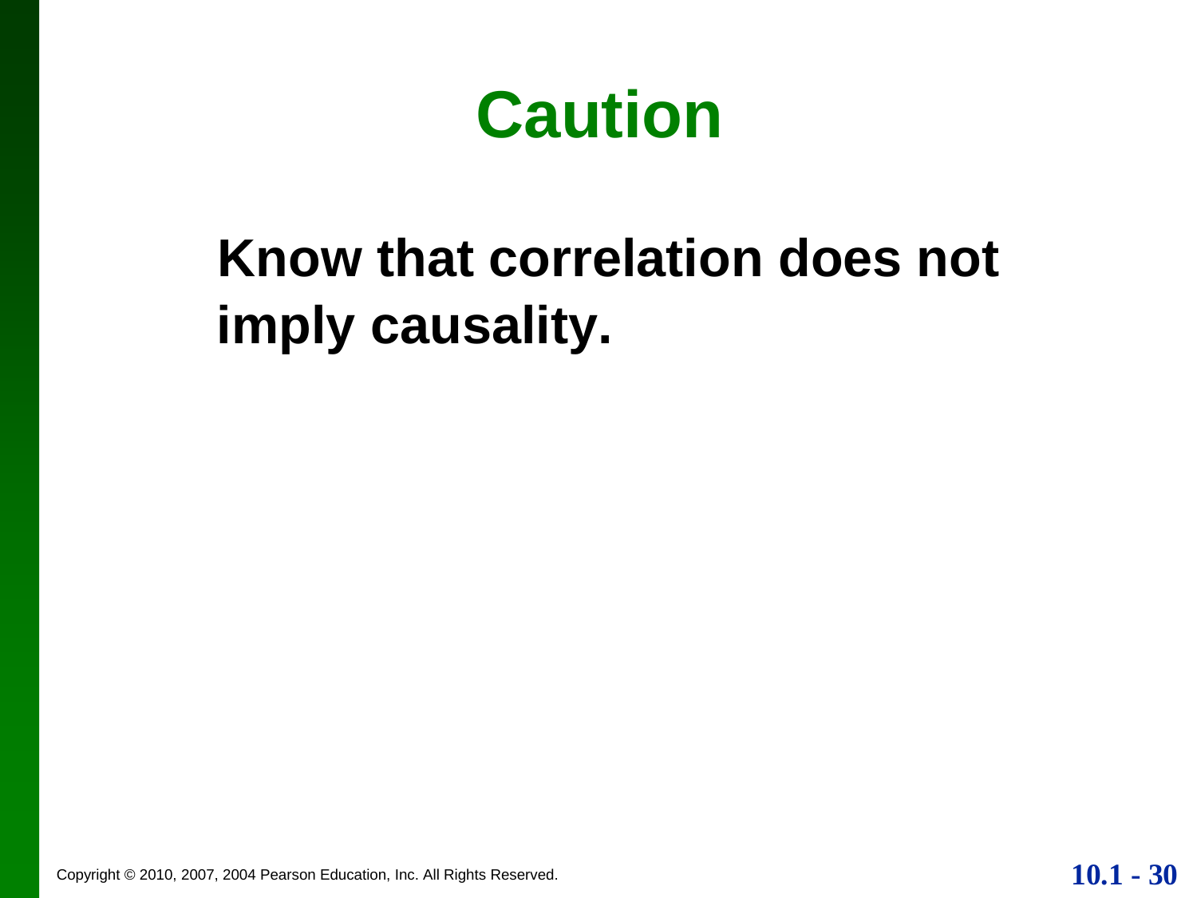# Caution

**Know that correlation does not imply causality.**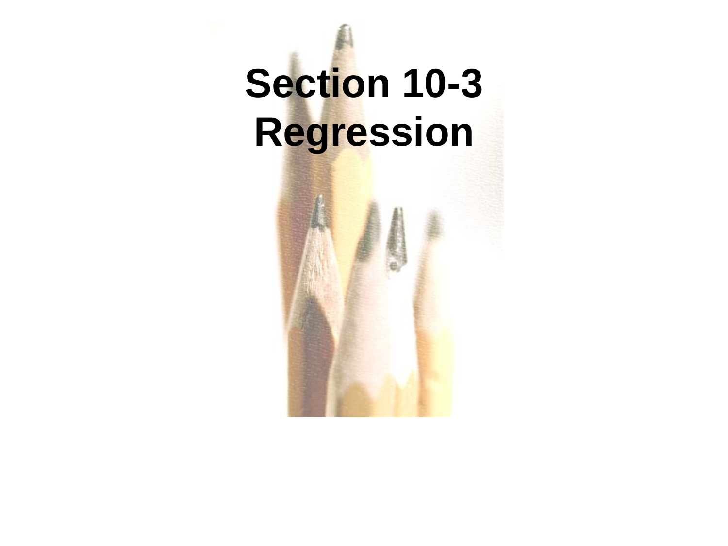# Section 10-3
# Regression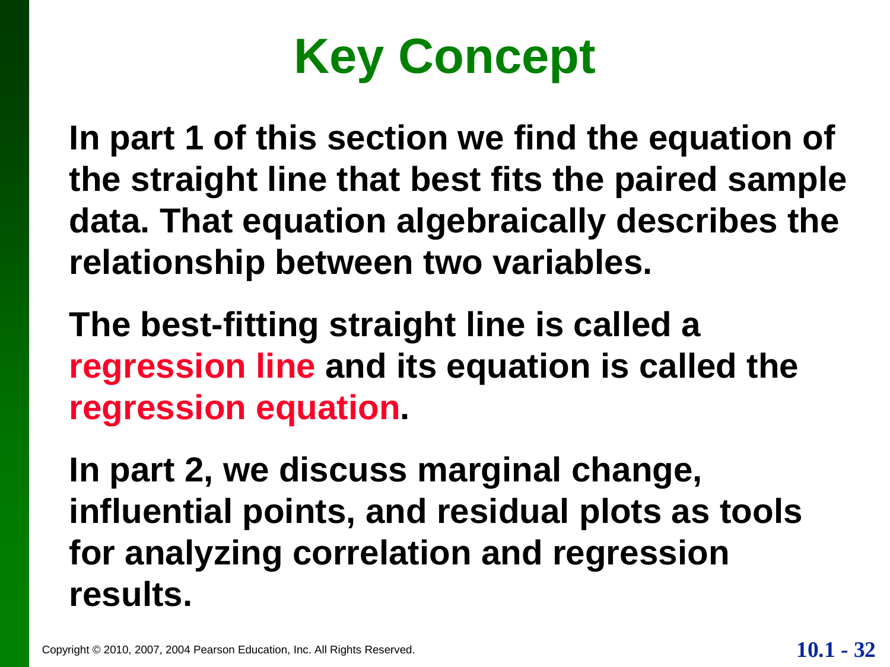# Key Concept

**In part 1 of this section we find the equation of the straight line that best fits the paired sample data. That equation algebraically describes the relationship between two variables.**

**The best-fitting straight line is called a regression line and its equation is called the regression equation.**

**In part 2, we discuss marginal change, influential points, and residual plots as tools for analyzing correlation and regression results.**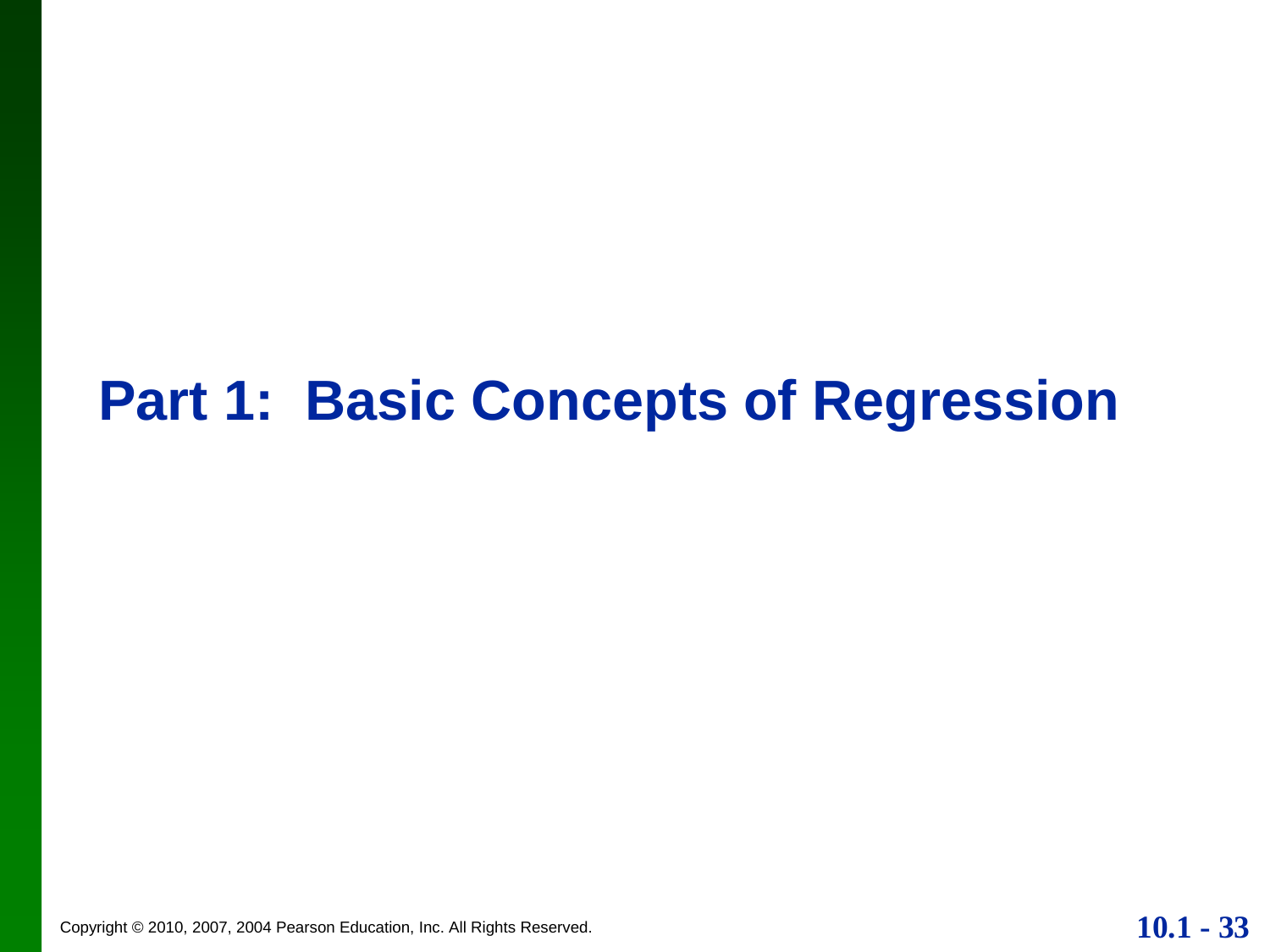# Part 1: Basic Concepts of Regression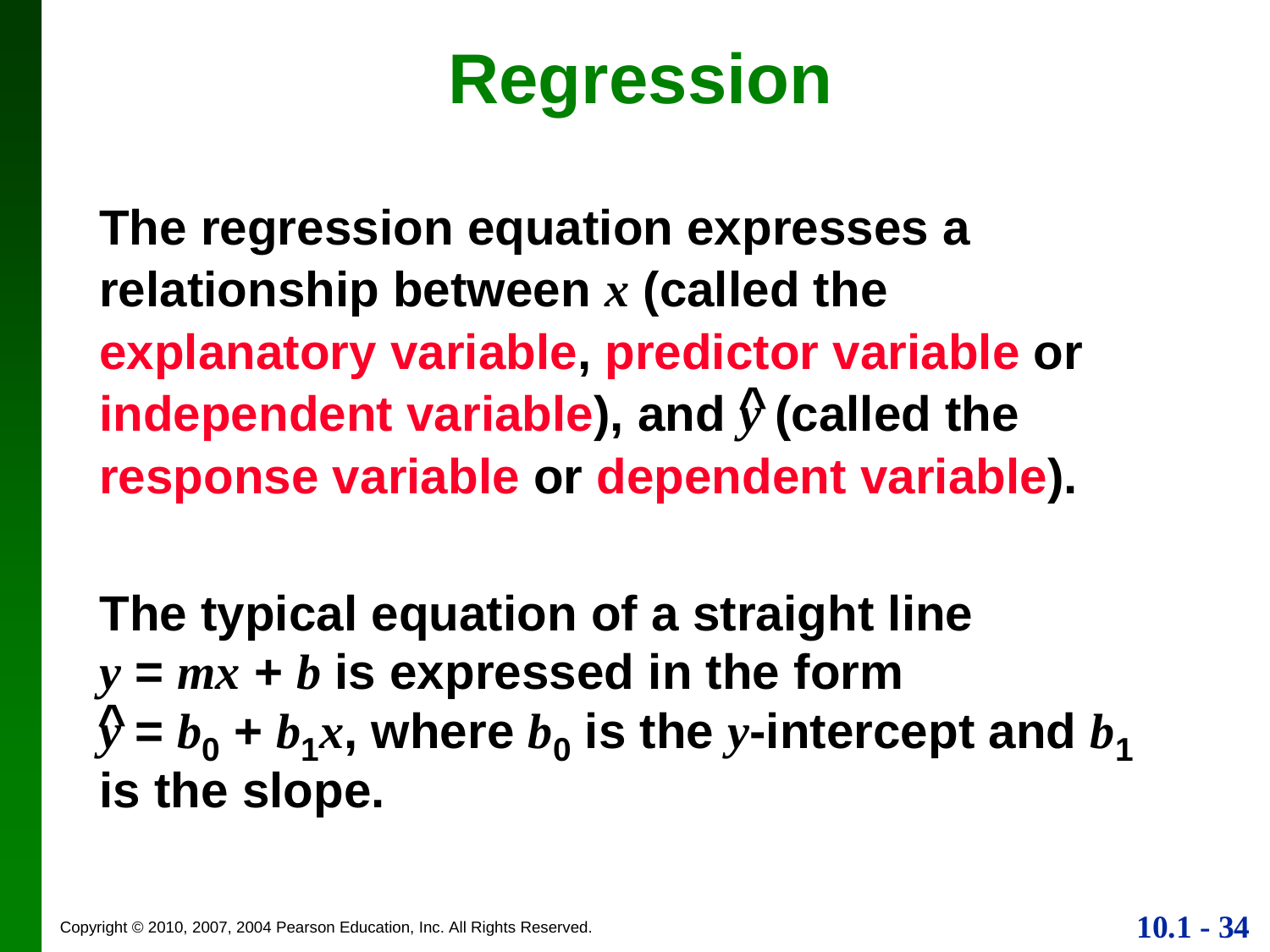# Regression

**The regression equation expresses a relationship between $x$ (called the explanatory variable, predictor variable or independent variable), and $\hat{y}$ (called the response variable or dependent variable).**

**The typical equation of a straight line $y = mx + b$ is expressed in the form $\hat{y} = b_0 + b_1x$, where $b_0$ is the $y$-intercept and $b_1$ is the slope.**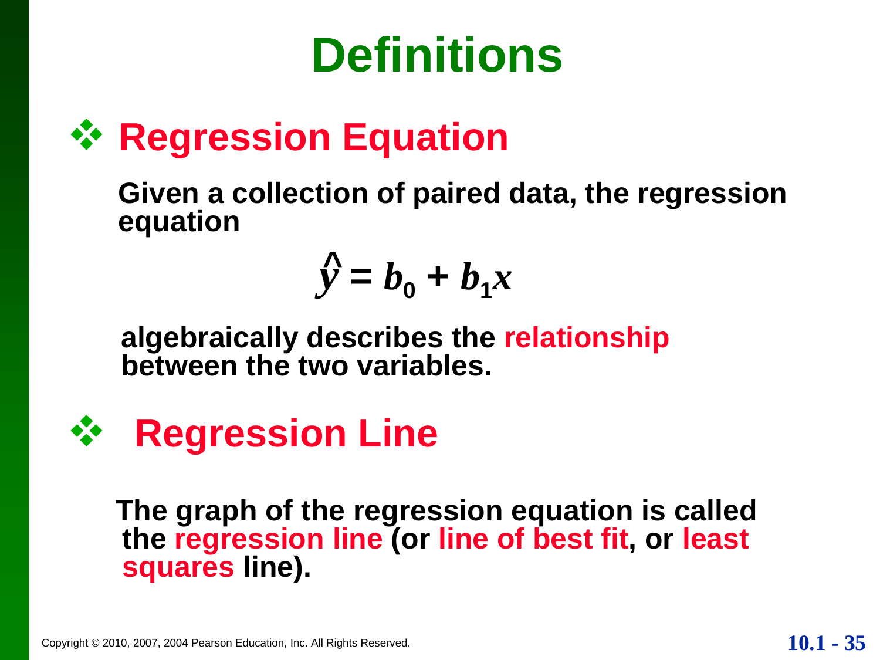# Definitions

## Regression Equation

**Given a collection of paired data, the regression equation**

$$\hat{y} = b_0 + b_1 x$$

**algebraically describes the relationship between the two variables.**

## Regression Line

**The graph of the regression equation is called the regression line (or line of best fit, or least squares line).**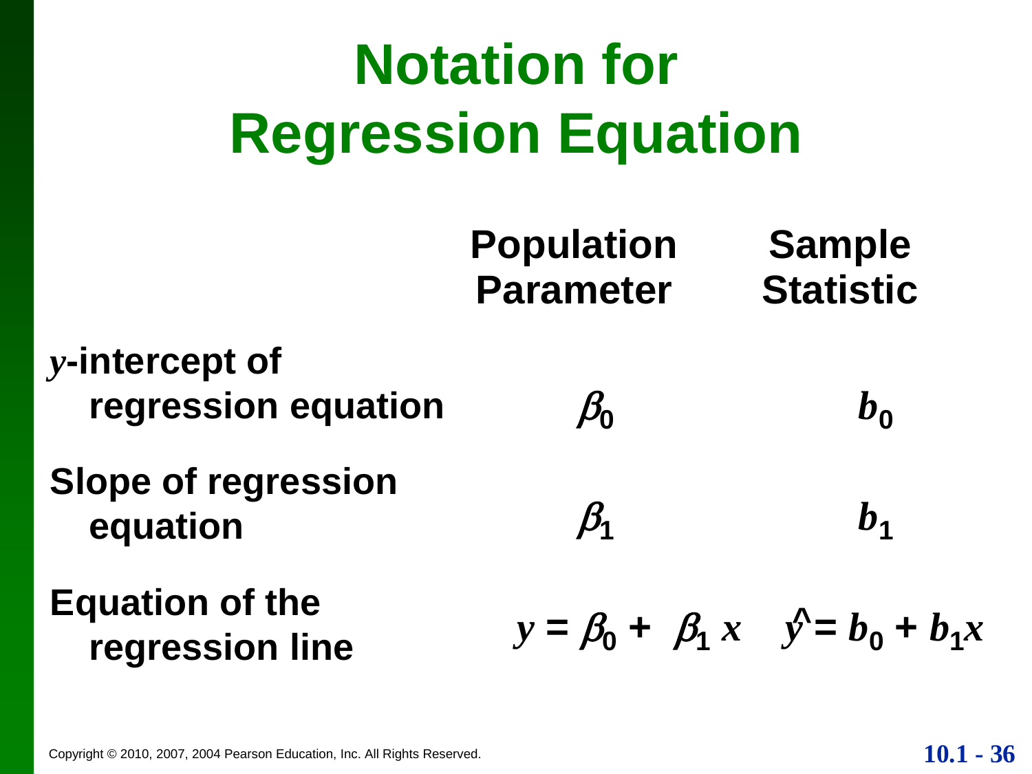# Notation for Regression Equation

| | Population Parameter | Sample Statistic |
|---|---|---|
| $y$-intercept of regression equation | $\beta_0$ | $b_0$ |
| Slope of regression equation | $\beta_1$ | $b_1$ |
| Equation of the regression line | $y = \beta_0 + \beta_1 x$ | $\hat{y} = b_0 + b_1 x$ |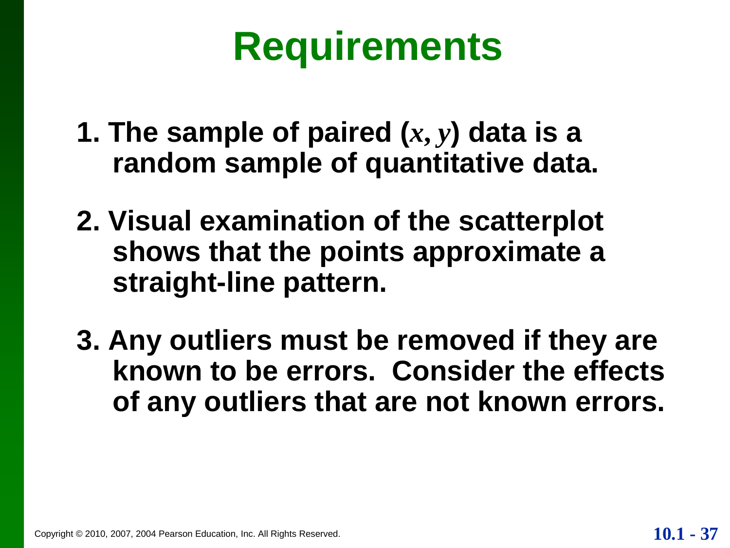# Requirements

1. The sample of paired $(x, y)$ data is a random sample of quantitative data.

2. Visual examination of the scatterplot shows that the points approximate a straight-line pattern.

3. Any outliers must be removed if they are known to be errors. Consider the effects of any outliers that are not known errors.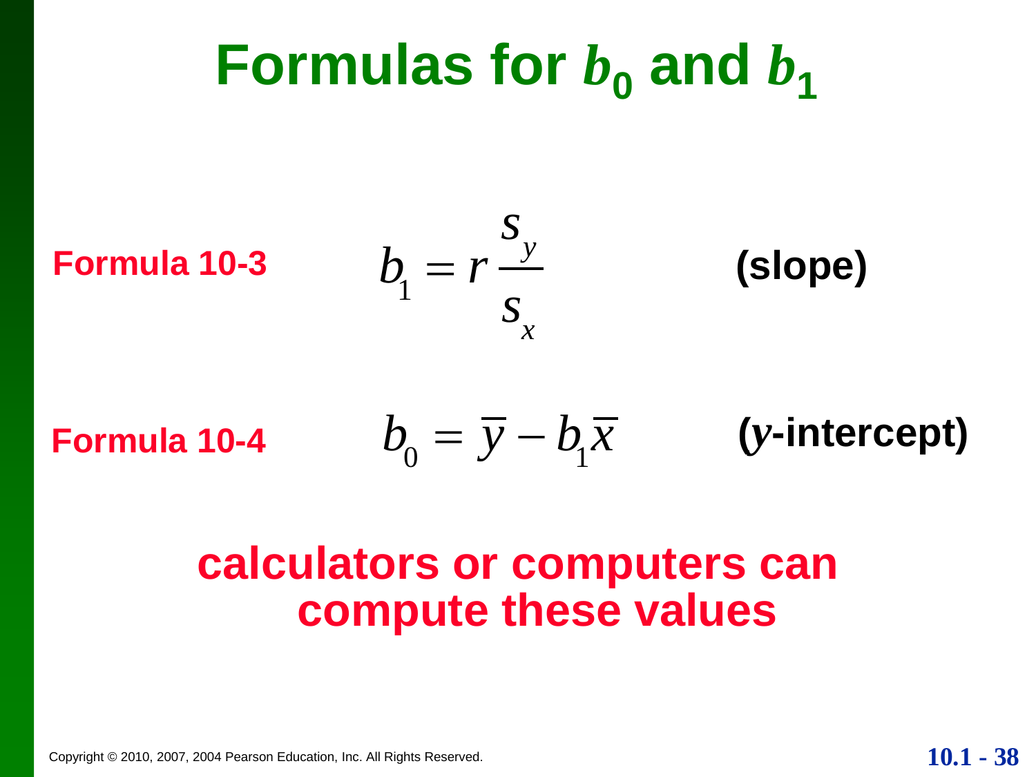# Formulas for $b_0$ and $b_1$

**Formula 10-3** $$b_1 = r\frac{s_y}{s_x}$$ **(slope)**

**Formula 10-4** $$b_0 = \bar{y} - b_1\bar{x}$$ **($y$-intercept)**

**calculators or computers can compute these values**

Copyright © 2010, 2007, 2004 Pearson Education, Inc. All Rights Reserved.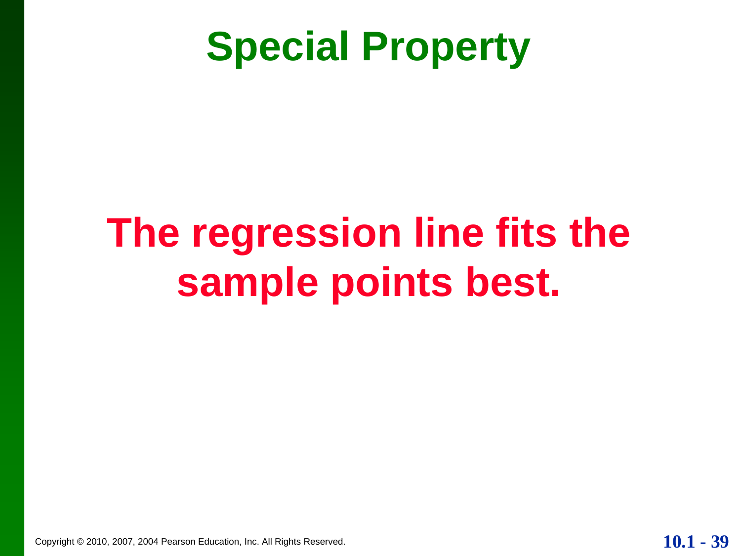# Special Property

**The regression line fits the sample points best.**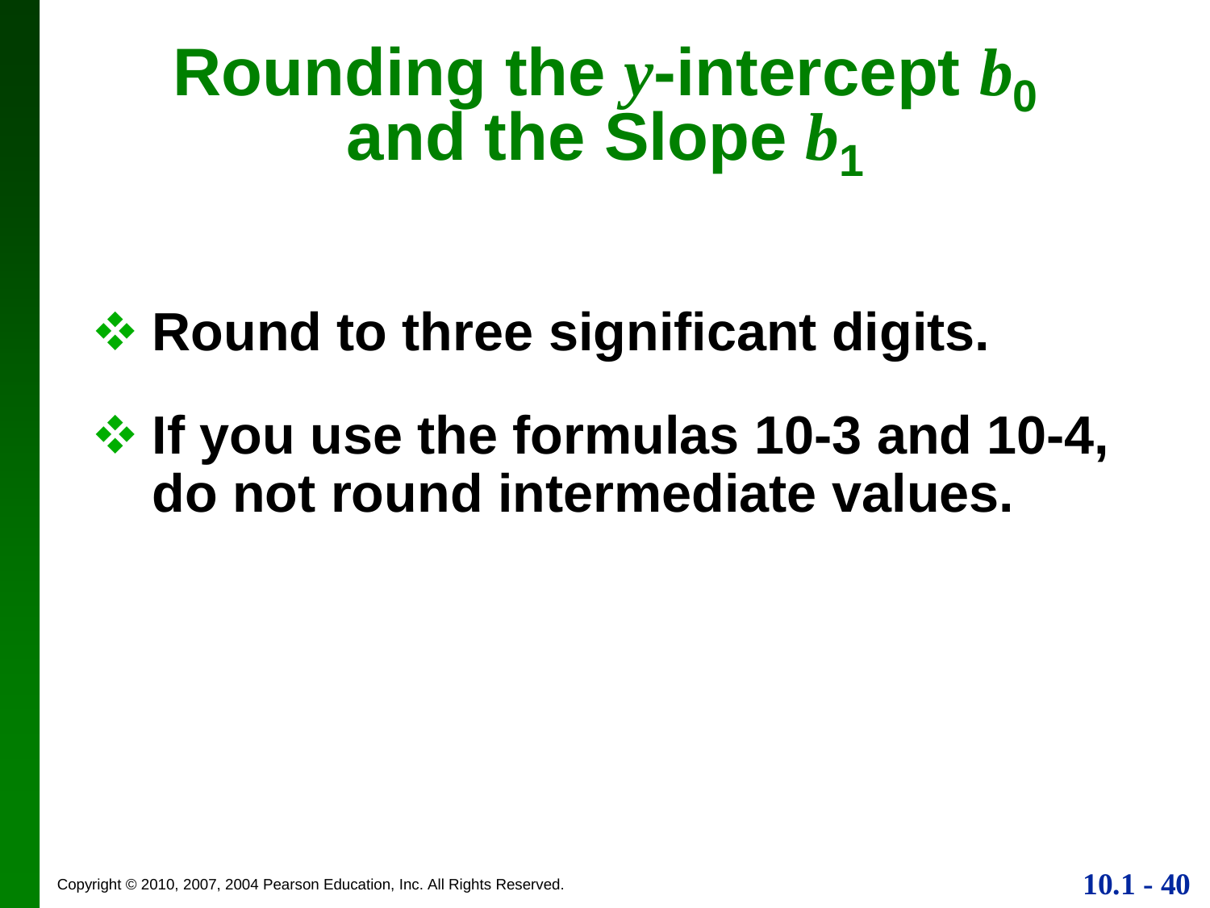# Rounding the $y$-intercept $b_0$ and the Slope $b_1$

- **Round to three significant digits.**
- **If you use the formulas 10-3 and 10-4, do not round intermediate values.**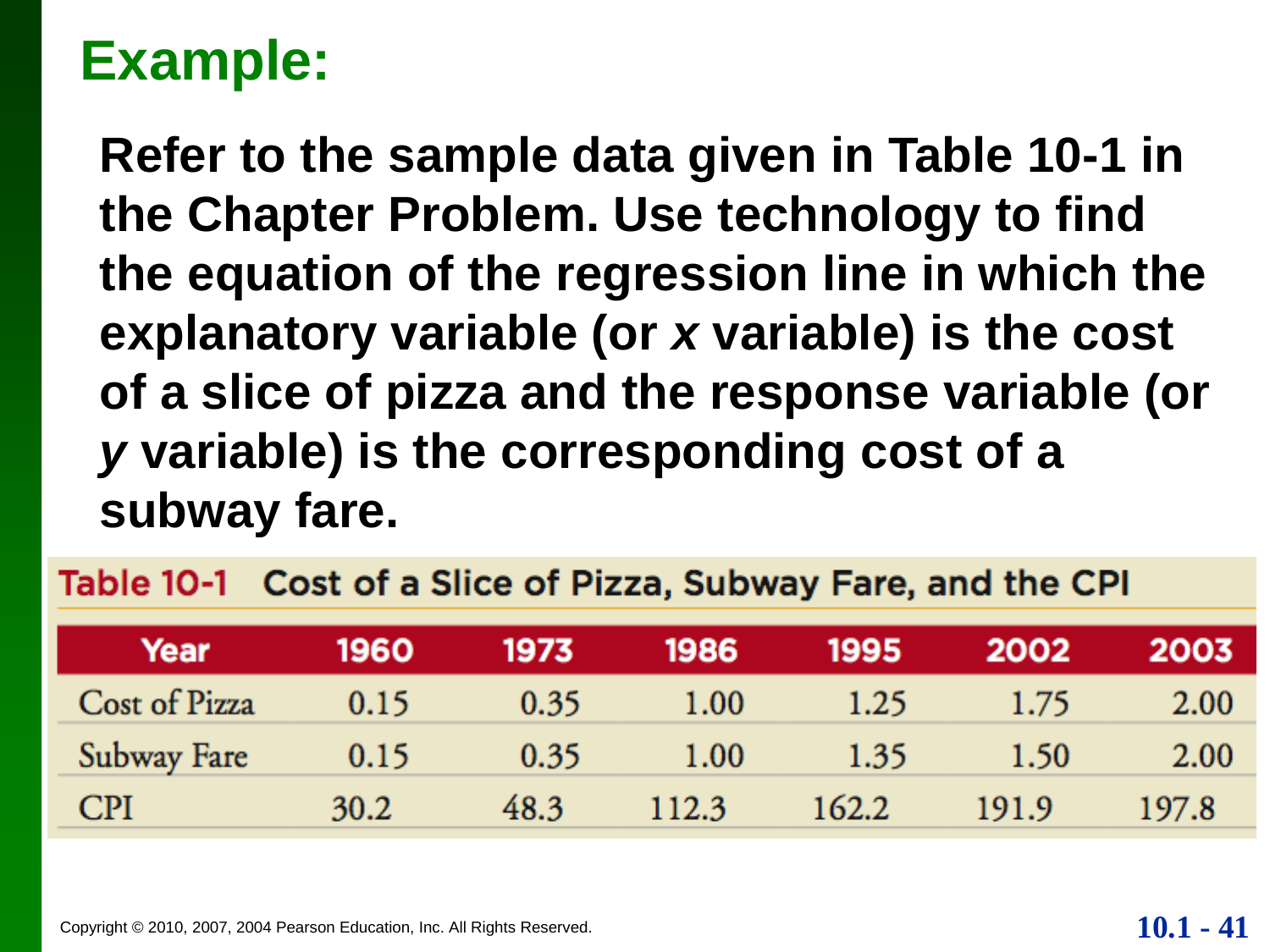# Example:

**Refer to the sample data given in Table 10-1 in the Chapter Problem. Use technology to find the equation of the regression line in which the explanatory variable (or *x* variable) is the cost of a slice of pizza and the response variable (or *y* variable) is the corresponding cost of a subway fare.**

**Table 10-1** Cost of a Slice of Pizza, Subway Fare, and the CPI

| Year | 1960 | 1973 | 1986 | 1995 | 2002 | 2003 |
|---|---|---|---|---|---|---|
| Cost of Pizza | 0.15 | 0.35 | 1.00 | 1.25 | 1.75 | 2.00 |
| Subway Fare | 0.15 | 0.35 | 1.00 | 1.35 | 1.50 | 2.00 |
| CPI | 30.2 | 48.3 | 112.3 | 162.2 | 191.9 | 197.8 |

Copyright © 2010, 2007, 2004 Pearson Education, Inc. All Rights Reserved.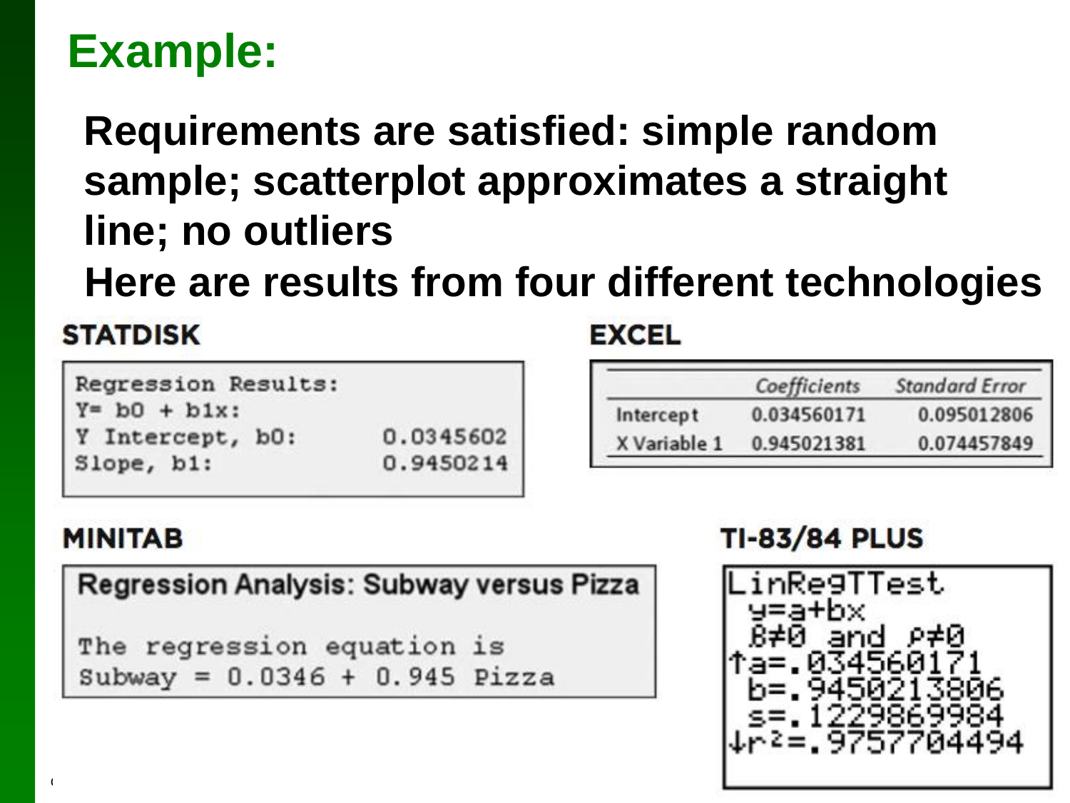# Example:

**Requirements are satisfied: simple random sample; scatterplot approximates a straight line; no outliers**

**Here are results from four different technologies**

### STATDISK

```
Regression Results:
Y= b0 + b1x:
Y Intercept, b0:        0.0345602
Slope, b1:              0.9450214
```

### EXCEL

| | Coefficients | Standard Error |
|---|---|---|
| Intercept | 0.034560171 | 0.095012806 |
| X Variable 1 | 0.945021381 | 0.074457849 |

### MINITAB

**Regression Analysis: Subway versus Pizza**

```
The regression equation is
Subway = 0.0346 + 0.945 Pizza
```

### TI-83/84 PLUS

```
LinRegTTest
 y=a+bx
 β≠0 and ρ≠0
↑a=.034560171
 b=.9450213806
 s=.1229869984
↓r²=.9757704494
```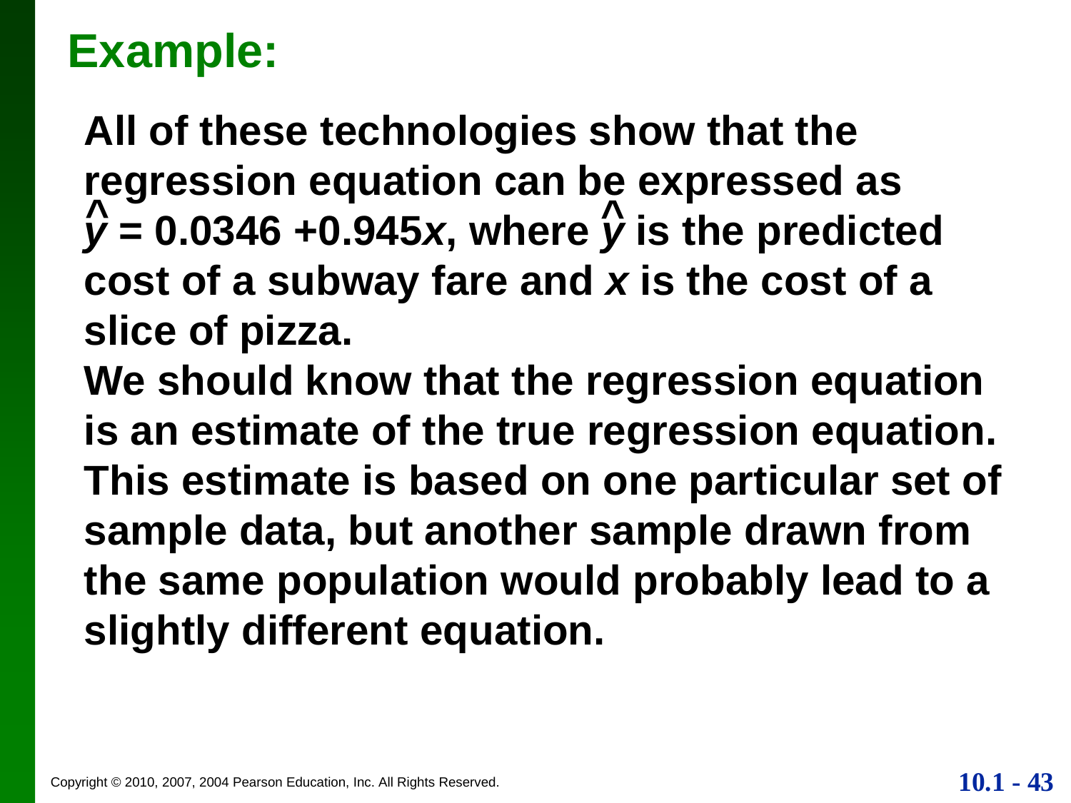## Example:

All of these technologies show that the regression equation can be expressed as $\hat{y} = 0.0346 + 0.945x$, where $\hat{y}$ is the predicted cost of a subway fare and $x$ is the cost of a slice of pizza.

We should know that the regression equation is an estimate of the true regression equation. This estimate is based on one particular set of sample data, but another sample drawn from the same population would probably lead to a slightly different equation.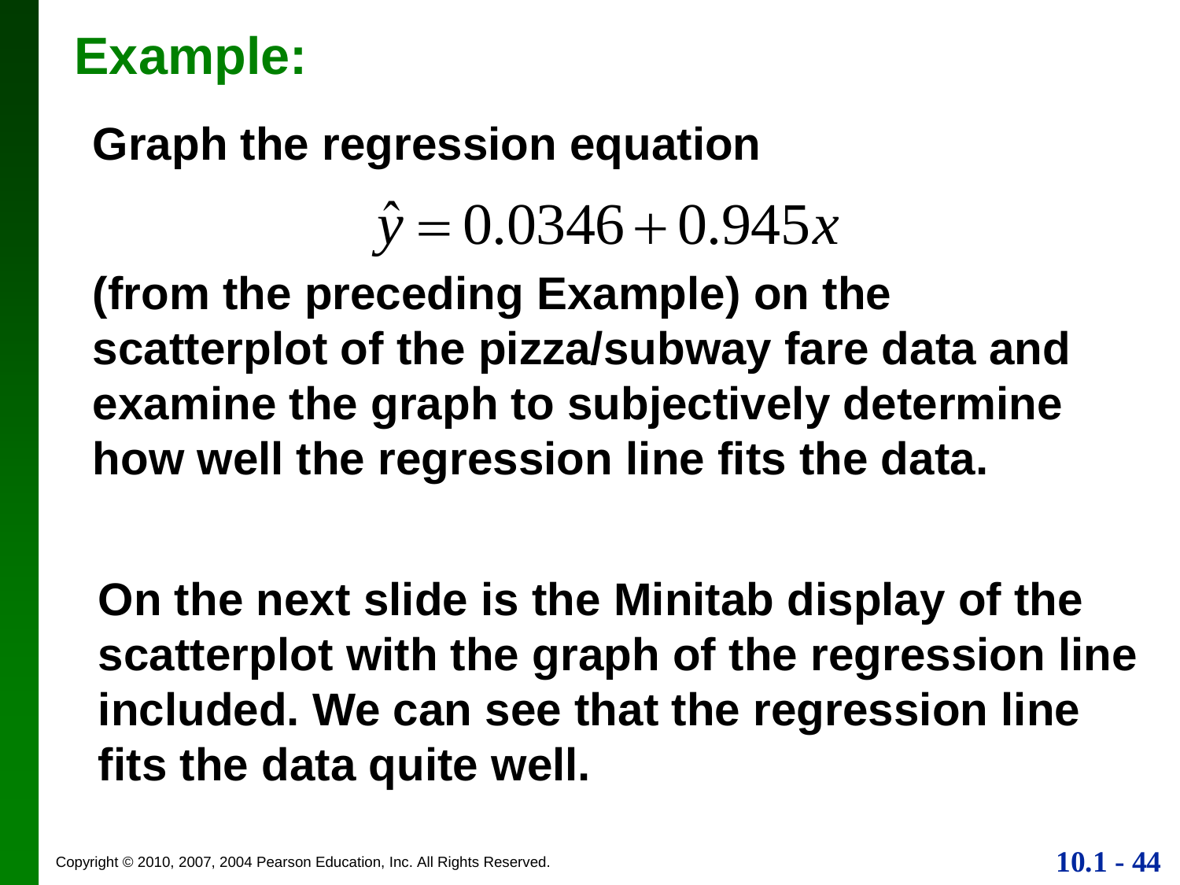# Example:

**Graph the regression equation**

$$\hat{y} = 0.0346 + 0.945x$$

**(from the preceding Example) on the scatterplot of the pizza/subway fare data and examine the graph to subjectively determine how well the regression line fits the data.**

**On the next slide is the Minitab display of the scatterplot with the graph of the regression line included. We can see that the regression line fits the data quite well.**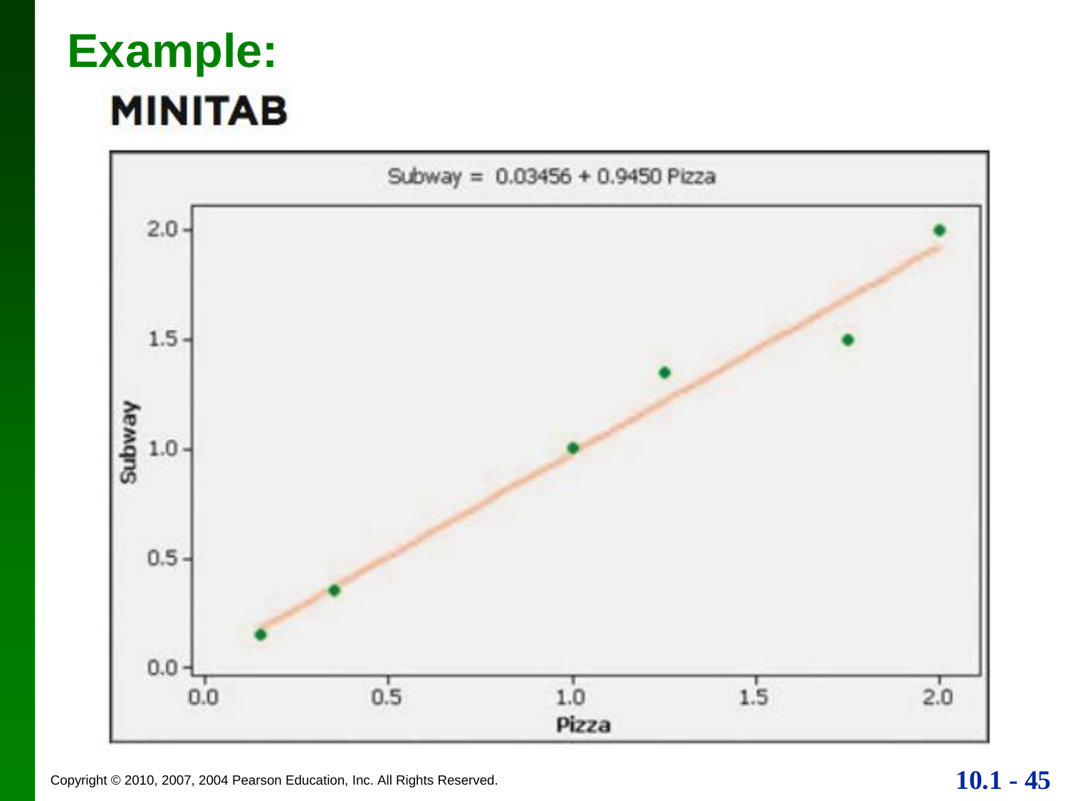# Example:

## MINITAB

Subway = 0.03456 + 0.9450 Pizza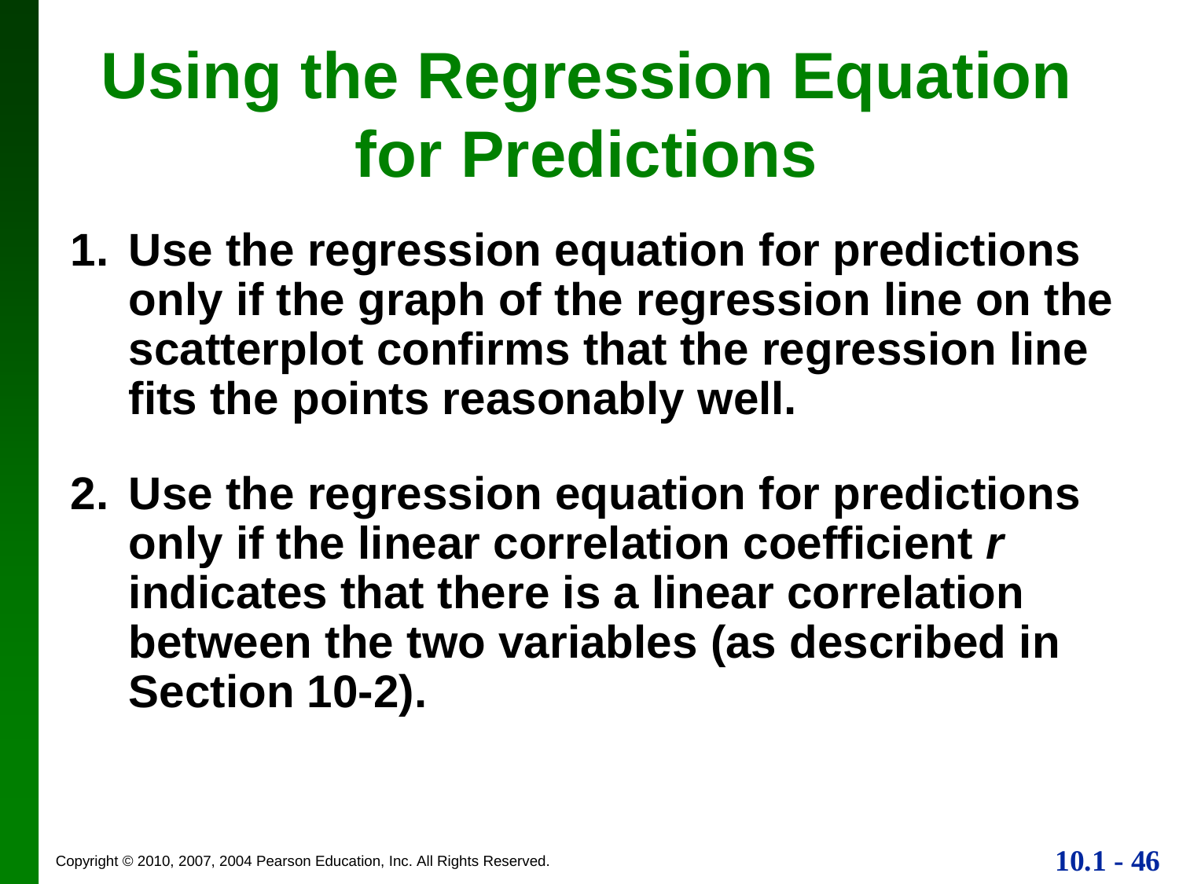# Using the Regression Equation for Predictions

1. **Use the regression equation for predictions only if the graph of the regression line on the scatterplot confirms that the regression line fits the points reasonably well.**

2. **Use the regression equation for predictions only if the linear correlation coefficient *r* indicates that there is a linear correlation between the two variables (as described in Section 10-2).**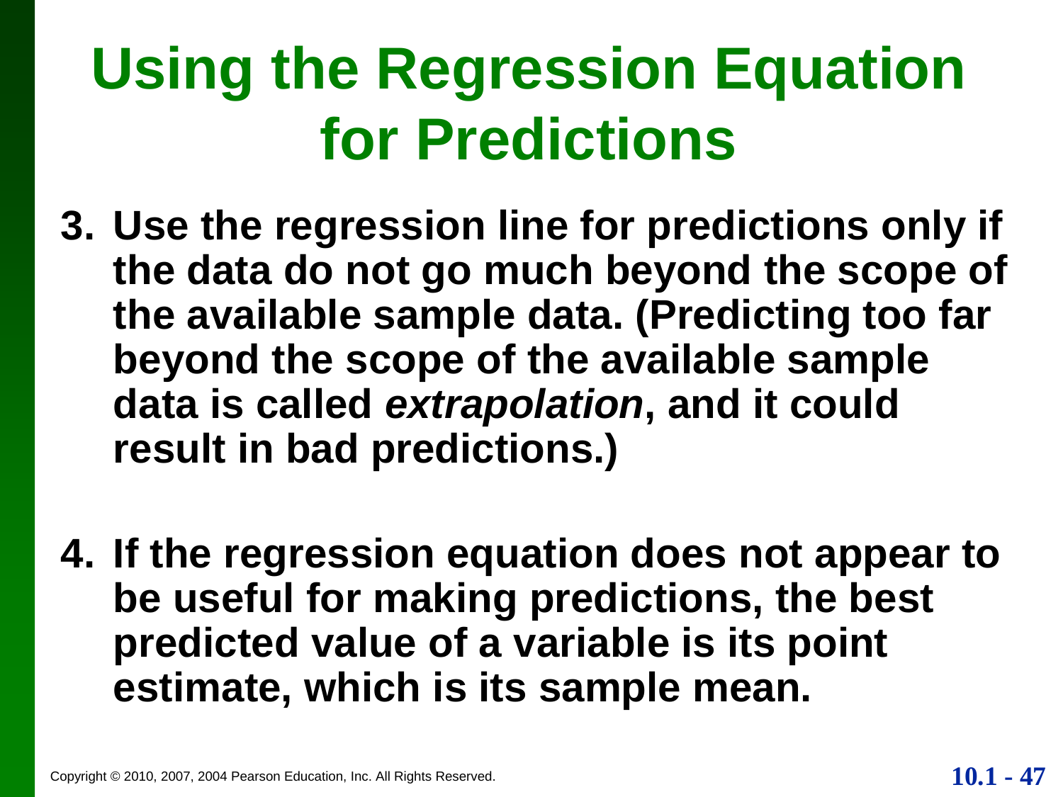# Using the Regression Equation for Predictions

3. **Use the regression line for predictions only if the data do not go much beyond the scope of the available sample data. (Predicting too far beyond the scope of the available sample data is called *extrapolation*, and it could result in bad predictions.)**

4. **If the regression equation does not appear to be useful for making predictions, the best predicted value of a variable is its point estimate, which is its sample mean.**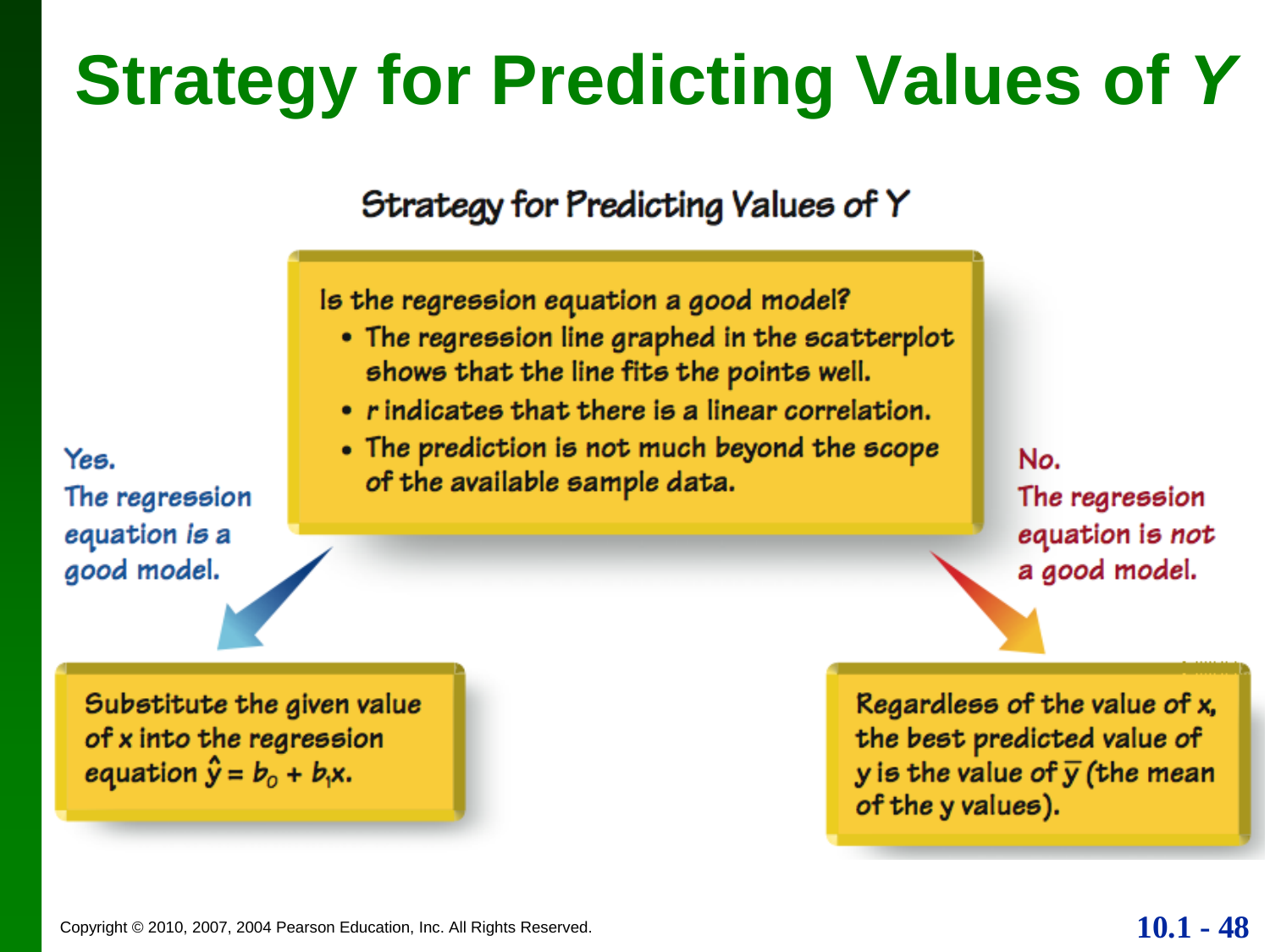# Strategy for Predicting Values of *Y*

**Strategy for Predicting Values of Y**

**Is the regression equation a good model?**

- The regression line graphed in the scatterplot shows that the line fits the points well.
- $r$ indicates that there is a linear correlation.
- The prediction is not much beyond the scope of the available sample data.

**Yes.** The regression equation is a good model.

Substitute the given value of x into the regression equation $\hat{y} = b_0 + b_1x$.

**No.** The regression equation is *not* a good model.

Regardless of the value of x, the best predicted value of y is the value of $\bar{y}$ (the mean of the y values).

Copyright © 2010, 2007, 2004 Pearson Education, Inc. All Rights Reserved.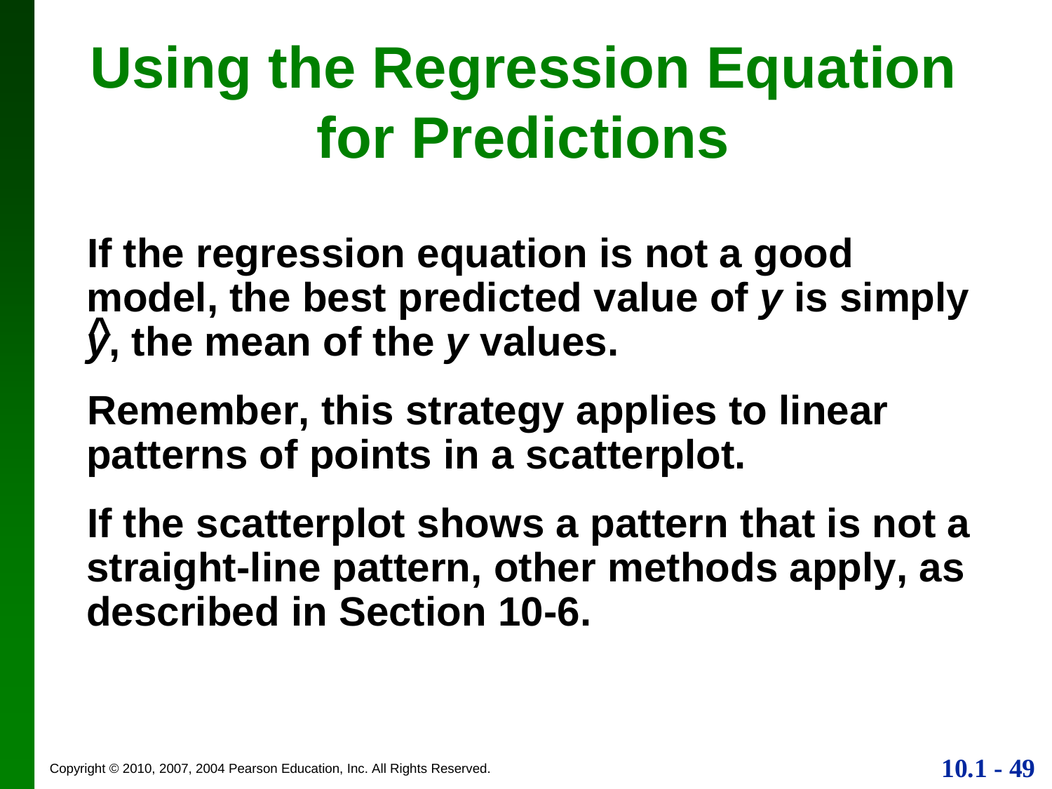# Using the Regression Equation for Predictions

**If the regression equation is not a good model, the best predicted value of *y* is simply $\bar{y}$, the mean of the *y* values.**

**Remember, this strategy applies to linear patterns of points in a scatterplot.**

**If the scatterplot shows a pattern that is not a straight-line pattern, other methods apply, as described in Section 10-6.**

Copyright © 2010, 2007, 2004 Pearson Education, Inc. All Rights Reserved.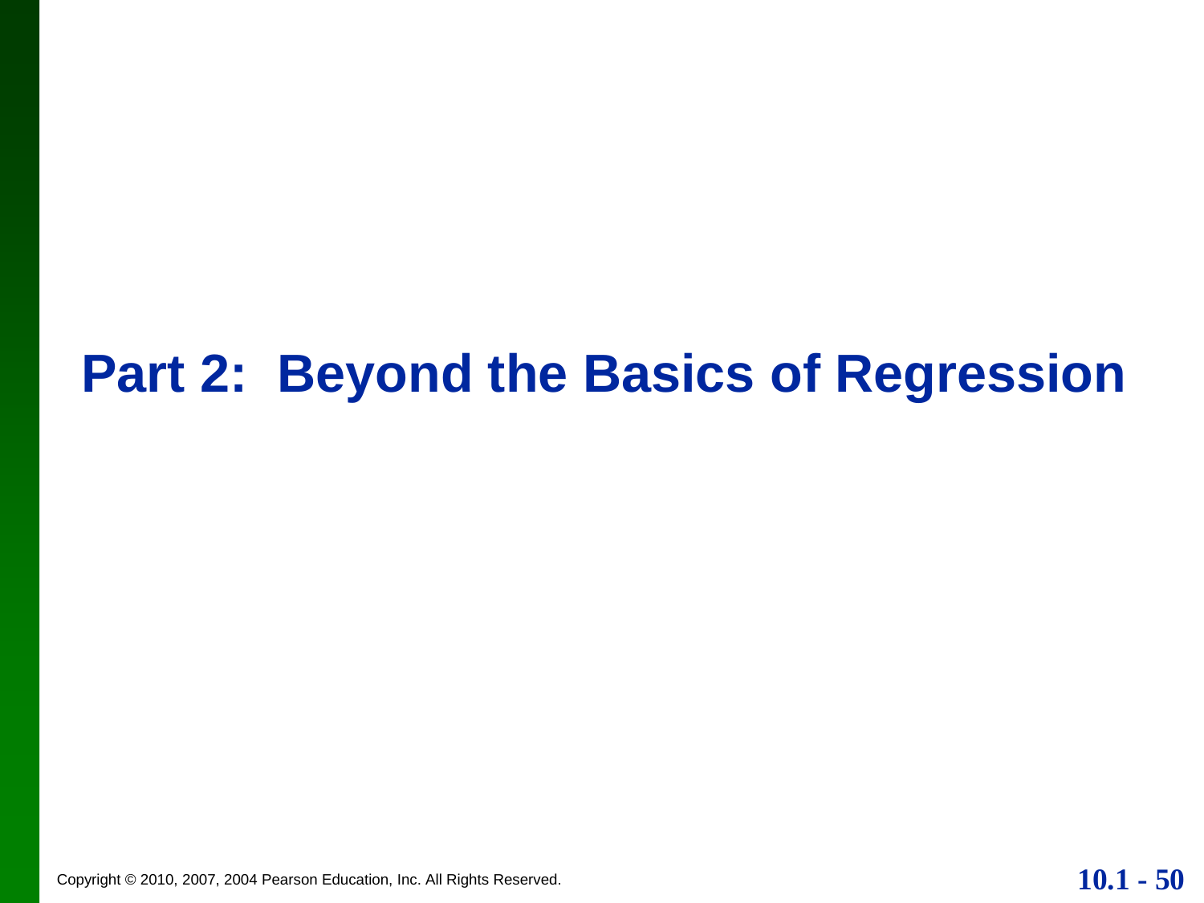# Part 2: Beyond the Basics of Regression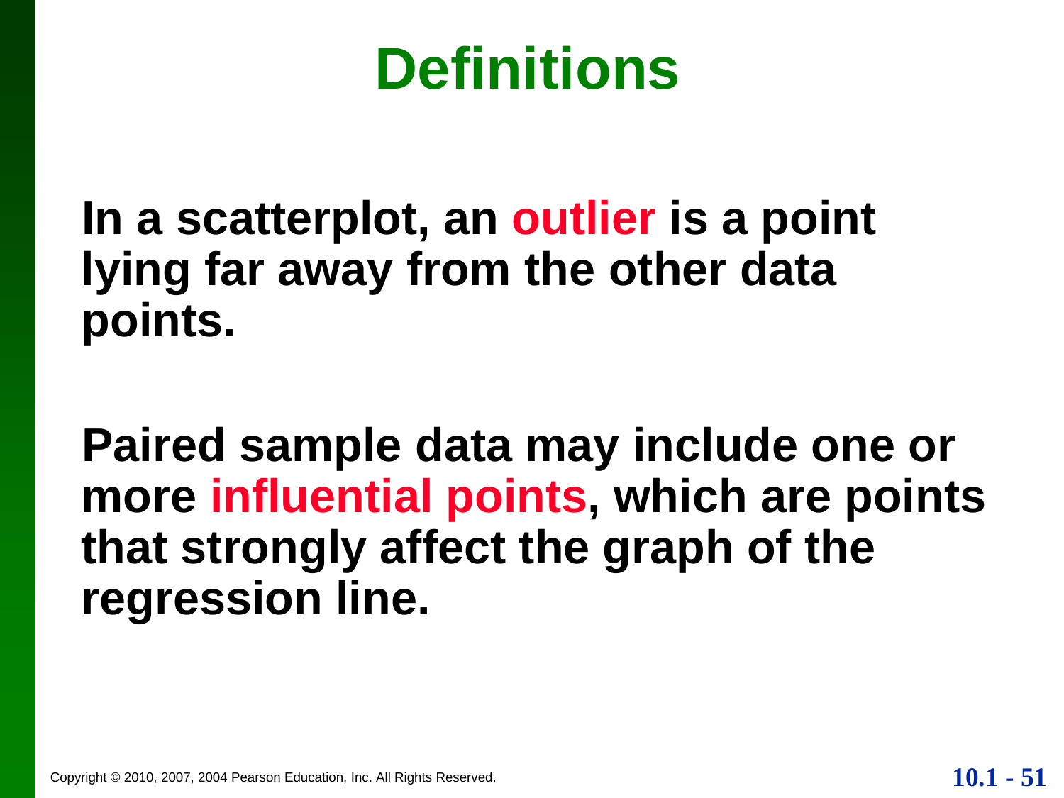# Definitions

**In a scatterplot, an outlier is a point lying far away from the other data points.**

**Paired sample data may include one or more influential points, which are points that strongly affect the graph of the regression line.**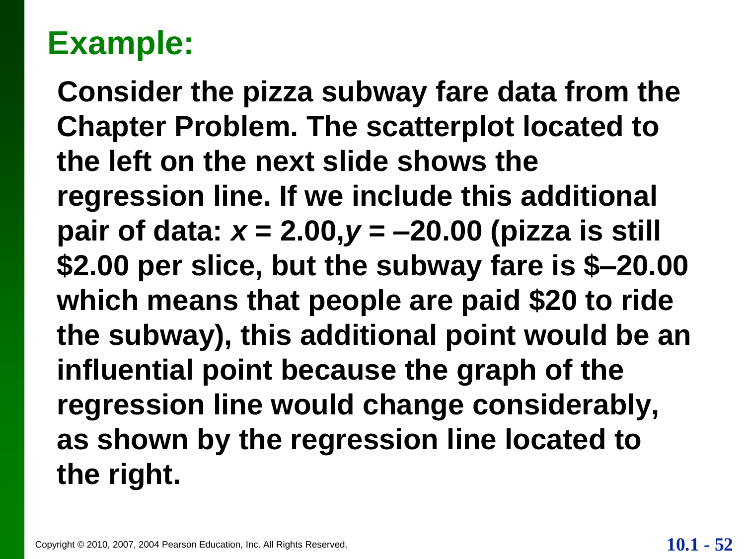# Example:

**Consider the pizza subway fare data from the Chapter Problem. The scatterplot located to the left on the next slide shows the regression line. If we include this additional pair of data: $x = 2.00, y = –20.00$ (pizza is still $2.00 per slice, but the subway fare is $–20.00 which means that people are paid $20 to ride the subway), this additional point would be an influential point because the graph of the regression line would change considerably, as shown by the regression line located to the right.**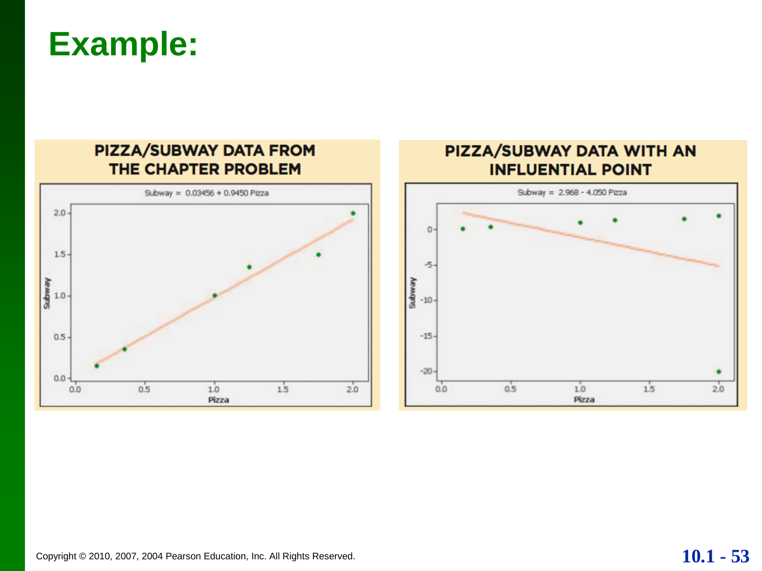# Example:

**PIZZA/SUBWAY DATA FROM THE CHAPTER PROBLEM**

Subway = 0.03456 + 0.9450 Pizza

**PIZZA/SUBWAY DATA WITH AN INFLUENTIAL POINT**

Subway = 2.968 - 4.050 Pizza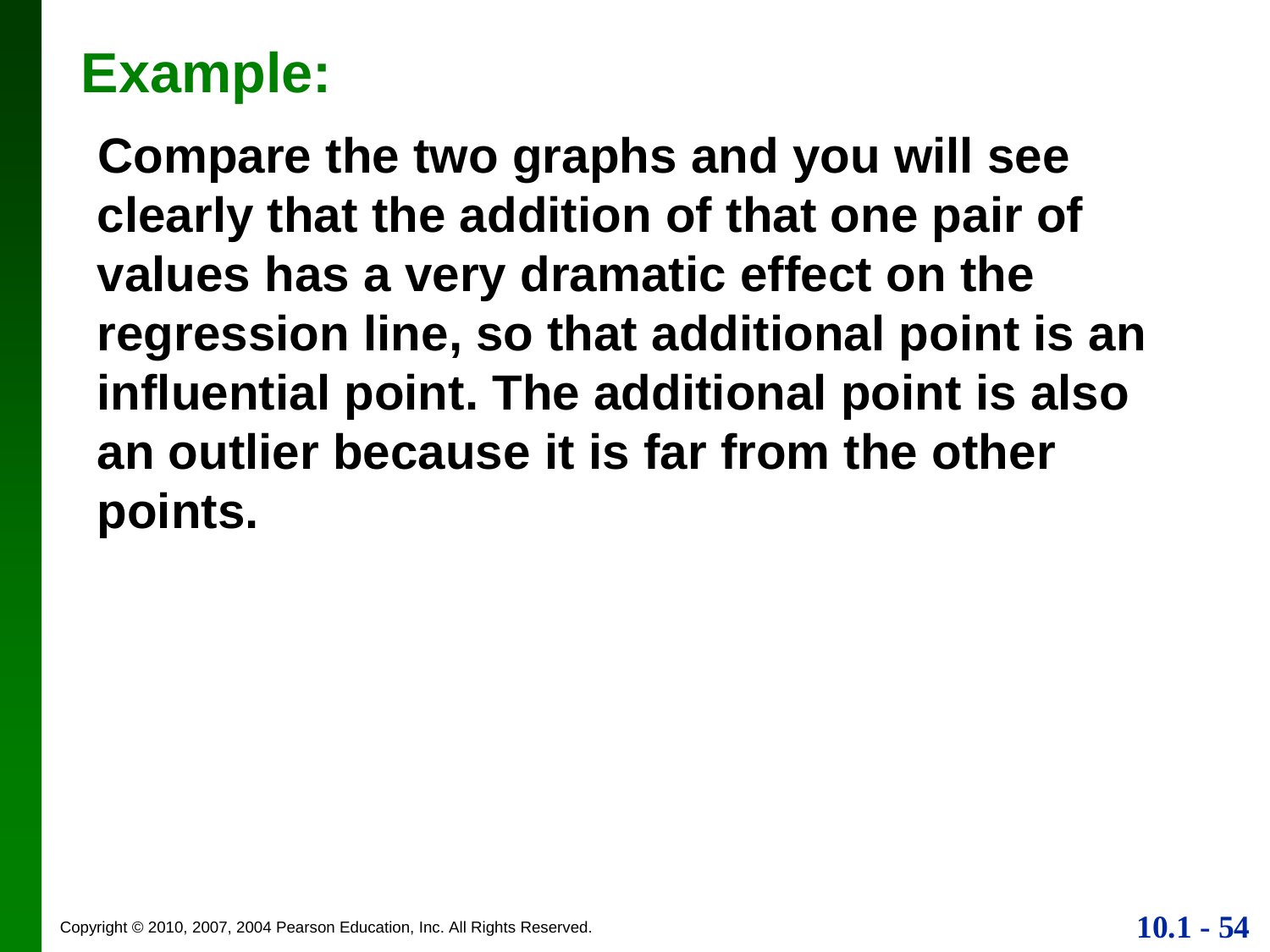# Example:

**Compare the two graphs and you will see clearly that the addition of that one pair of values has a very dramatic effect on the regression line, so that additional point is an influential point. The additional point is also an outlier because it is far from the other points.**